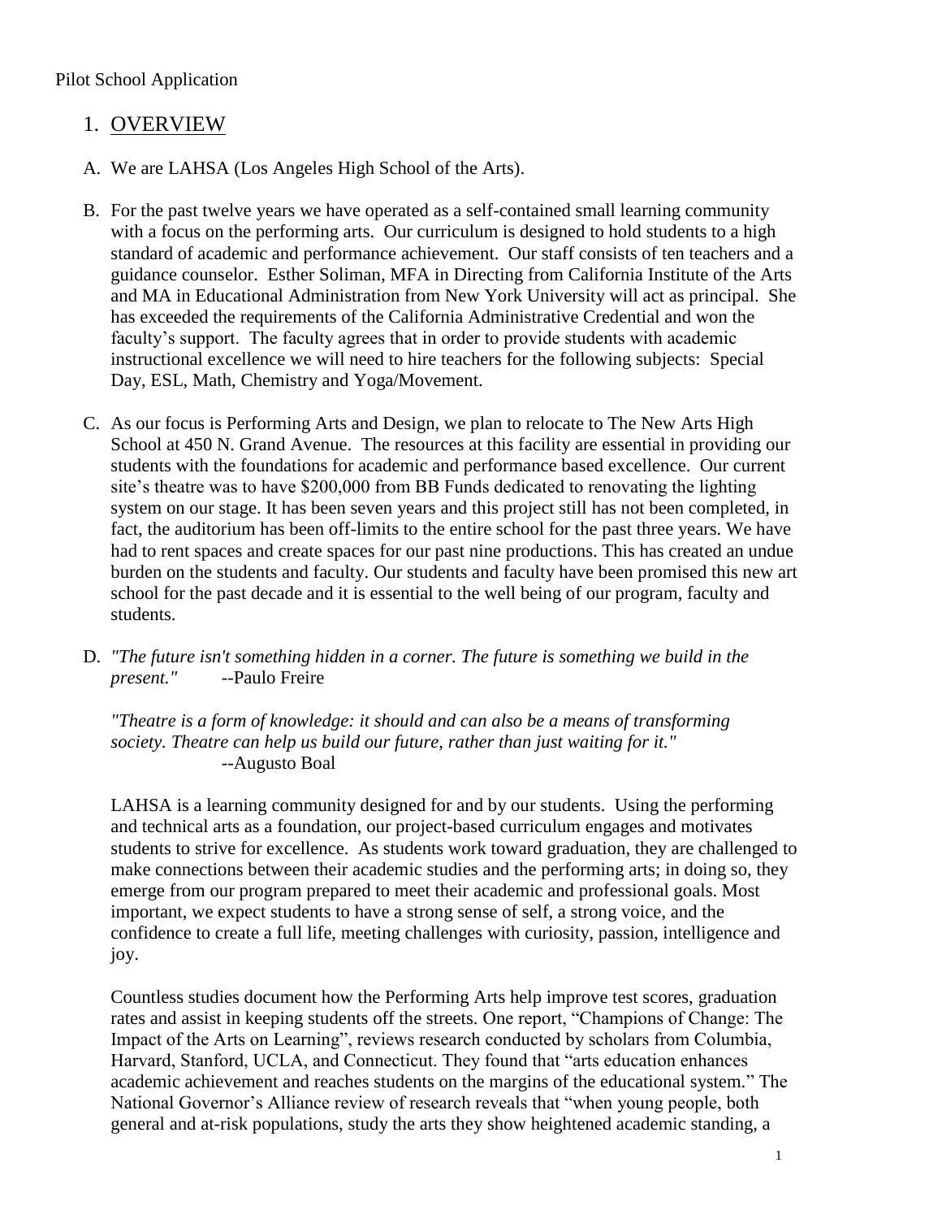Pilot School Application

## 1. OVERVIEW

A. We are LAHSA (Los Angeles High School of the Arts).

B. For the past twelve years we have operated as a self-contained small learning community with a focus on the performing arts. Our curriculum is designed to hold students to a high standard of academic and performance achievement. Our staff consists of ten teachers and a guidance counselor. Esther Soliman, MFA in Directing from California Institute of the Arts and MA in Educational Administration from New York University will act as principal. She has exceeded the requirements of the California Administrative Credential and won the faculty's support. The faculty agrees that in order to provide students with academic instructional excellence we will need to hire teachers for the following subjects: Special Day, ESL, Math, Chemistry and Yoga/Movement.

C. As our focus is Performing Arts and Design, we plan to relocate to The New Arts High School at 450 N. Grand Avenue. The resources at this facility are essential in providing our students with the foundations for academic and performance based excellence. Our current site's theatre was to have $200,000 from BB Funds dedicated to renovating the lighting system on our stage. It has been seven years and this project still has not been completed, in fact, the auditorium has been off-limits to the entire school for the past three years. We have had to rent spaces and create spaces for our past nine productions. This has created an undue burden on the students and faculty. Our students and faculty have been promised this new art school for the past decade and it is essential to the well being of our program, faculty and students.

D. *"The future isn't something hidden in a corner. The future is something we build in the present."* --Paulo Freire

*"Theatre is a form of knowledge: it should and can also be a means of transforming society. Theatre can help us build our future, rather than just waiting for it."*
--Augusto Boal

LAHSA is a learning community designed for and by our students. Using the performing and technical arts as a foundation, our project-based curriculum engages and motivates students to strive for excellence. As students work toward graduation, they are challenged to make connections between their academic studies and the performing arts; in doing so, they emerge from our program prepared to meet their academic and professional goals. Most important, we expect students to have a strong sense of self, a strong voice, and the confidence to create a full life, meeting challenges with curiosity, passion, intelligence and joy.

Countless studies document how the Performing Arts help improve test scores, graduation rates and assist in keeping students off the streets. One report, "Champions of Change: The Impact of the Arts on Learning", reviews research conducted by scholars from Columbia, Harvard, Stanford, UCLA, and Connecticut. They found that "arts education enhances academic achievement and reaches students on the margins of the educational system." The National Governor's Alliance review of research reveals that "when young people, both general and at-risk populations, study the arts they show heightened academic standing, a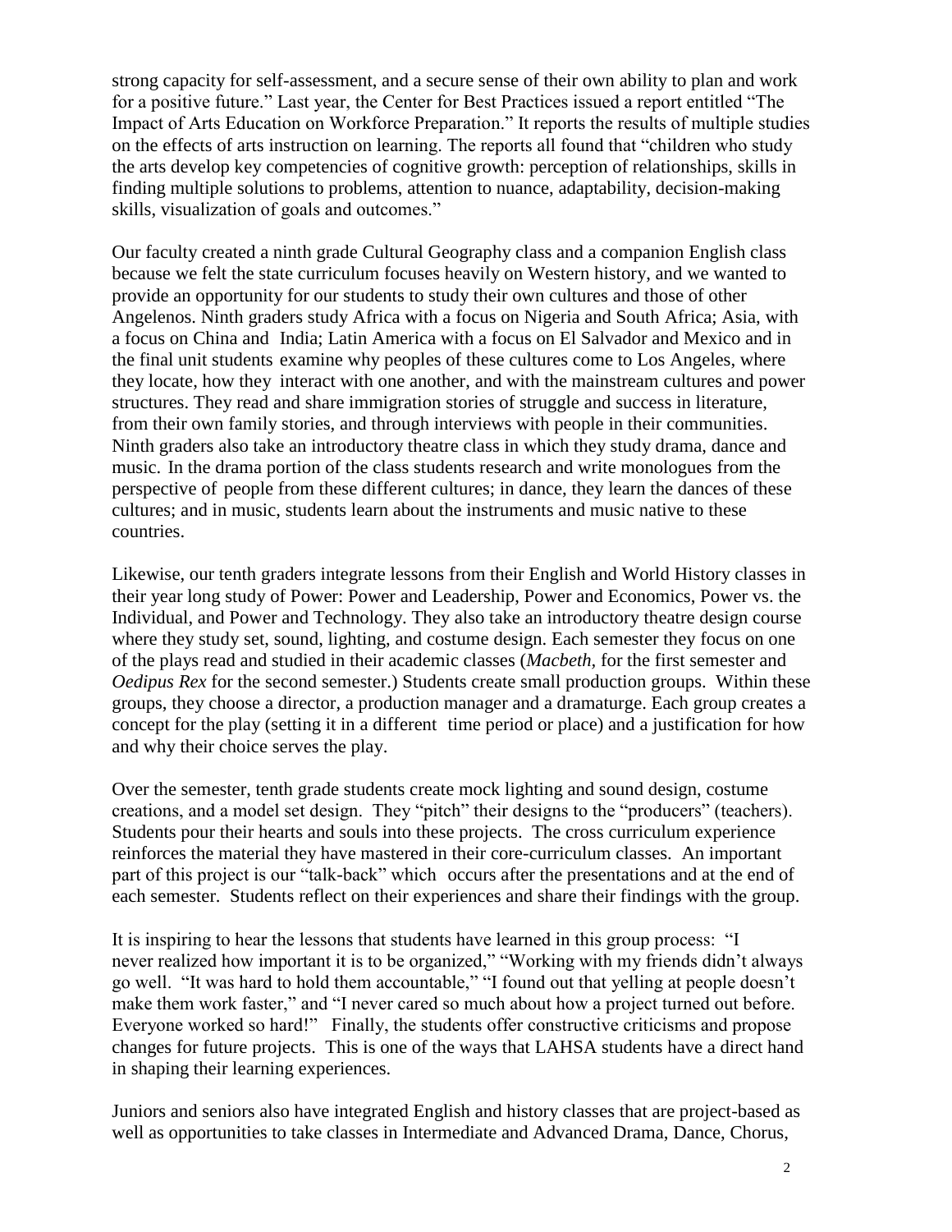strong capacity for self-assessment, and a secure sense of their own ability to plan and work for a positive future." Last year, the Center for Best Practices issued a report entitled "The Impact of Arts Education on Workforce Preparation." It reports the results of multiple studies on the effects of arts instruction on learning. The reports all found that "children who study the arts develop key competencies of cognitive growth: perception of relationships, skills in finding multiple solutions to problems, attention to nuance, adaptability, decision-making skills, visualization of goals and outcomes."

Our faculty created a ninth grade Cultural Geography class and a companion English class because we felt the state curriculum focuses heavily on Western history, and we wanted to provide an opportunity for our students to study their own cultures and those of other Angelenos. Ninth graders study Africa with a focus on Nigeria and South Africa; Asia, with a focus on China and India; Latin America with a focus on El Salvador and Mexico and in the final unit students examine why peoples of these cultures come to Los Angeles, where they locate, how they interact with one another, and with the mainstream cultures and power structures. They read and share immigration stories of struggle and success in literature, from their own family stories, and through interviews with people in their communities. Ninth graders also take an introductory theatre class in which they study drama, dance and music. In the drama portion of the class students research and write monologues from the perspective of people from these different cultures; in dance, they learn the dances of these cultures; and in music, students learn about the instruments and music native to these countries.

Likewise, our tenth graders integrate lessons from their English and World History classes in their year long study of Power: Power and Leadership, Power and Economics, Power vs. the Individual, and Power and Technology. They also take an introductory theatre design course where they study set, sound, lighting, and costume design. Each semester they focus on one of the plays read and studied in their academic classes (*Macbeth*, for the first semester and *Oedipus Rex* for the second semester.) Students create small production groups. Within these groups, they choose a director, a production manager and a dramaturge. Each group creates a concept for the play (setting it in a different time period or place) and a justification for how and why their choice serves the play.

Over the semester, tenth grade students create mock lighting and sound design, costume creations, and a model set design. They "pitch" their designs to the "producers" (teachers). Students pour their hearts and souls into these projects. The cross curriculum experience reinforces the material they have mastered in their core-curriculum classes. An important part of this project is our "talk-back" which occurs after the presentations and at the end of each semester. Students reflect on their experiences and share their findings with the group.

It is inspiring to hear the lessons that students have learned in this group process: "I never realized how important it is to be organized," "Working with my friends didn't always go well. "It was hard to hold them accountable," "I found out that yelling at people doesn't make them work faster," and "I never cared so much about how a project turned out before. Everyone worked so hard!" Finally, the students offer constructive criticisms and propose changes for future projects. This is one of the ways that LAHSA students have a direct hand in shaping their learning experiences.

Juniors and seniors also have integrated English and history classes that are project-based as well as opportunities to take classes in Intermediate and Advanced Drama, Dance, Chorus,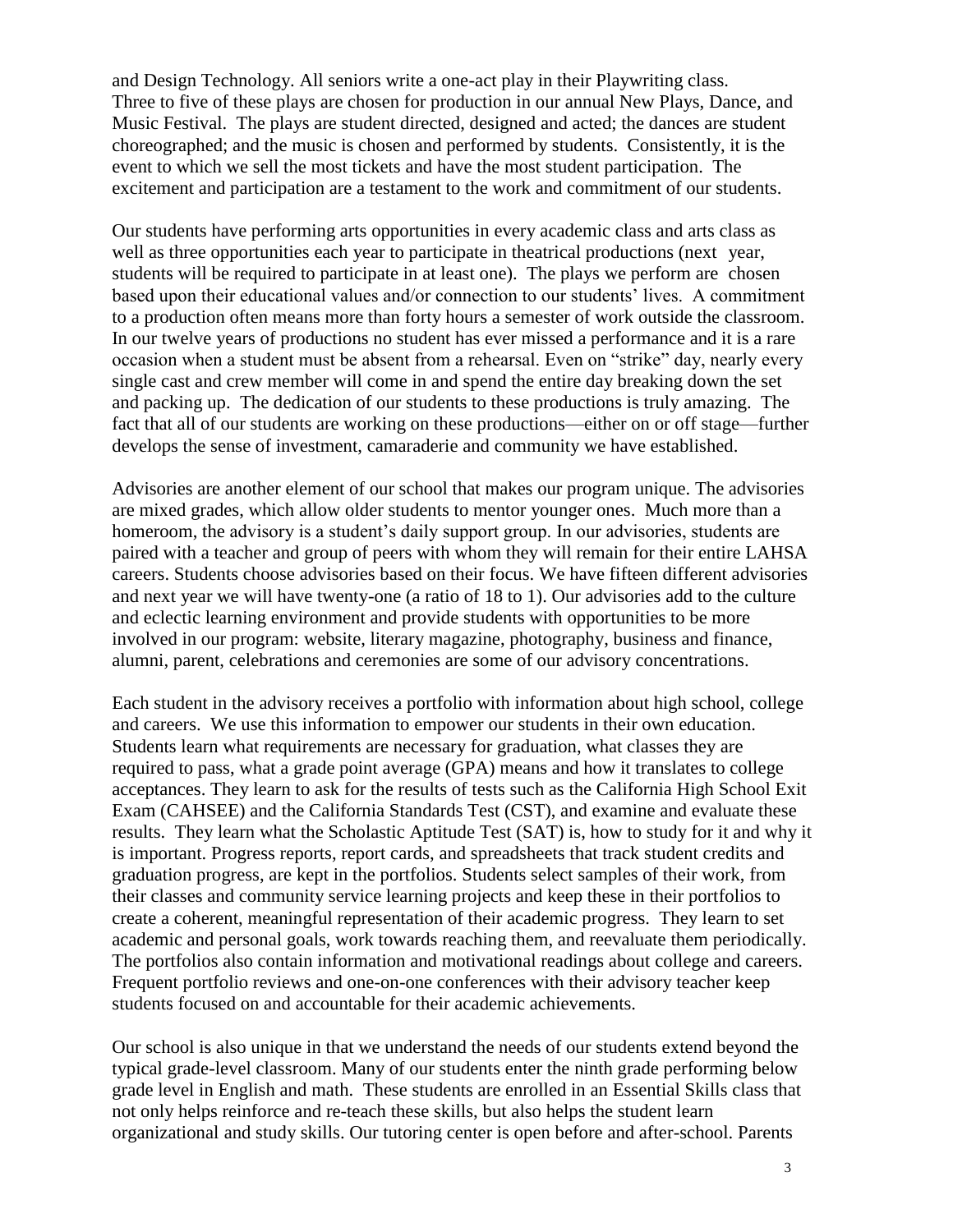and Design Technology. All seniors write a one-act play in their Playwriting class. Three to five of these plays are chosen for production in our annual New Plays, Dance, and Music Festival. The plays are student directed, designed and acted; the dances are student choreographed; and the music is chosen and performed by students. Consistently, it is the event to which we sell the most tickets and have the most student participation. The excitement and participation are a testament to the work and commitment of our students.

Our students have performing arts opportunities in every academic class and arts class as well as three opportunities each year to participate in theatrical productions (next year, students will be required to participate in at least one). The plays we perform are chosen based upon their educational values and/or connection to our students' lives. A commitment to a production often means more than forty hours a semester of work outside the classroom. In our twelve years of productions no student has ever missed a performance and it is a rare occasion when a student must be absent from a rehearsal. Even on "strike" day, nearly every single cast and crew member will come in and spend the entire day breaking down the set and packing up. The dedication of our students to these productions is truly amazing. The fact that all of our students are working on these productions—either on or off stage—further develops the sense of investment, camaraderie and community we have established.

Advisories are another element of our school that makes our program unique. The advisories are mixed grades, which allow older students to mentor younger ones. Much more than a homeroom, the advisory is a student's daily support group. In our advisories, students are paired with a teacher and group of peers with whom they will remain for their entire LAHSA careers. Students choose advisories based on their focus. We have fifteen different advisories and next year we will have twenty-one (a ratio of 18 to 1). Our advisories add to the culture and eclectic learning environment and provide students with opportunities to be more involved in our program: website, literary magazine, photography, business and finance, alumni, parent, celebrations and ceremonies are some of our advisory concentrations.

Each student in the advisory receives a portfolio with information about high school, college and careers. We use this information to empower our students in their own education. Students learn what requirements are necessary for graduation, what classes they are required to pass, what a grade point average (GPA) means and how it translates to college acceptances. They learn to ask for the results of tests such as the California High School Exit Exam (CAHSEE) and the California Standards Test (CST), and examine and evaluate these results. They learn what the Scholastic Aptitude Test (SAT) is, how to study for it and why it is important. Progress reports, report cards, and spreadsheets that track student credits and graduation progress, are kept in the portfolios. Students select samples of their work, from their classes and community service learning projects and keep these in their portfolios to create a coherent, meaningful representation of their academic progress. They learn to set academic and personal goals, work towards reaching them, and reevaluate them periodically. The portfolios also contain information and motivational readings about college and careers. Frequent portfolio reviews and one-on-one conferences with their advisory teacher keep students focused on and accountable for their academic achievements.

Our school is also unique in that we understand the needs of our students extend beyond the typical grade-level classroom. Many of our students enter the ninth grade performing below grade level in English and math. These students are enrolled in an Essential Skills class that not only helps reinforce and re-teach these skills, but also helps the student learn organizational and study skills. Our tutoring center is open before and after-school. Parents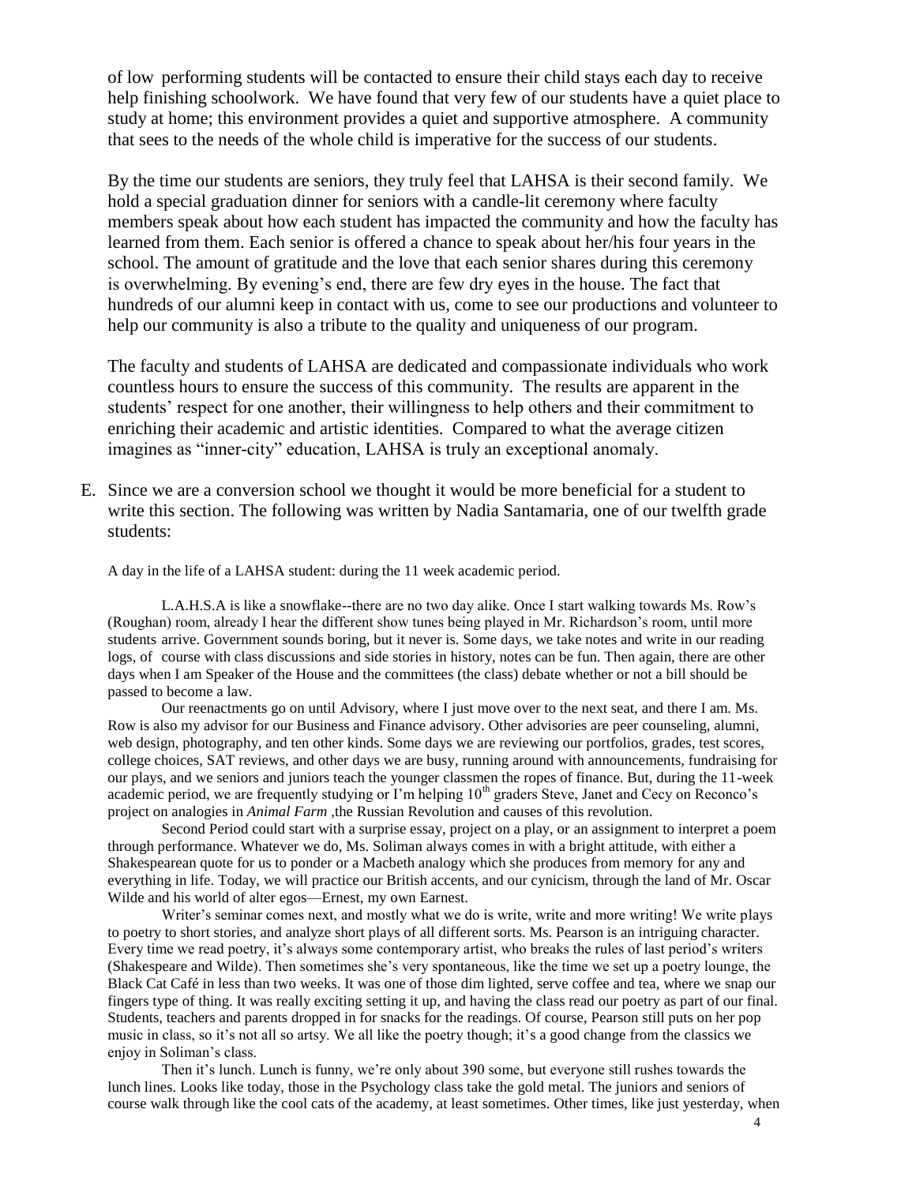of low performing students will be contacted to ensure their child stays each day to receive help finishing schoolwork. We have found that very few of our students have a quiet place to study at home; this environment provides a quiet and supportive atmosphere. A community that sees to the needs of the whole child is imperative for the success of our students.

By the time our students are seniors, they truly feel that LAHSA is their second family. We hold a special graduation dinner for seniors with a candle-lit ceremony where faculty members speak about how each student has impacted the community and how the faculty has learned from them. Each senior is offered a chance to speak about her/his four years in the school. The amount of gratitude and the love that each senior shares during this ceremony is overwhelming. By evening's end, there are few dry eyes in the house. The fact that hundreds of our alumni keep in contact with us, come to see our productions and volunteer to help our community is also a tribute to the quality and uniqueness of our program.

The faculty and students of LAHSA are dedicated and compassionate individuals who work countless hours to ensure the success of this community. The results are apparent in the students' respect for one another, their willingness to help others and their commitment to enriching their academic and artistic identities. Compared to what the average citizen imagines as "inner-city" education, LAHSA is truly an exceptional anomaly.

E. Since we are a conversion school we thought it would be more beneficial for a student to write this section. The following was written by Nadia Santamaria, one of our twelfth grade students:

A day in the life of a LAHSA student: during the 11 week academic period.

L.A.H.S.A is like a snowflake--there are no two day alike. Once I start walking towards Ms. Row's (Roughan) room, already I hear the different show tunes being played in Mr. Richardson's room, until more students arrive. Government sounds boring, but it never is. Some days, we take notes and write in our reading logs, of course with class discussions and side stories in history, notes can be fun. Then again, there are other days when I am Speaker of the House and the committees (the class) debate whether or not a bill should be passed to become a law.

Our reenactments go on until Advisory, where I just move over to the next seat, and there I am. Ms. Row is also my advisor for our Business and Finance advisory. Other advisories are peer counseling, alumni, web design, photography, and ten other kinds. Some days we are reviewing our portfolios, grades, test scores, college choices, SAT reviews, and other days we are busy, running around with announcements, fundraising for our plays, and we seniors and juniors teach the younger classmen the ropes of finance. But, during the 11-week academic period, we are frequently studying or I'm helping 10th graders Steve, Janet and Cecy on Reconco's project on analogies in *Animal Farm* ,the Russian Revolution and causes of this revolution.

Second Period could start with a surprise essay, project on a play, or an assignment to interpret a poem through performance. Whatever we do, Ms. Soliman always comes in with a bright attitude, with either a Shakespearean quote for us to ponder or a Macbeth analogy which she produces from memory for any and everything in life. Today, we will practice our British accents, and our cynicism, through the land of Mr. Oscar Wilde and his world of alter egos—Ernest, my own Earnest.

Writer's seminar comes next, and mostly what we do is write, write and more writing! We write plays to poetry to short stories, and analyze short plays of all different sorts. Ms. Pearson is an intriguing character. Every time we read poetry, it's always some contemporary artist, who breaks the rules of last period's writers (Shakespeare and Wilde). Then sometimes she's very spontaneous, like the time we set up a poetry lounge, the Black Cat Café in less than two weeks. It was one of those dim lighted, serve coffee and tea, where we snap our fingers type of thing. It was really exciting setting it up, and having the class read our poetry as part of our final. Students, teachers and parents dropped in for snacks for the readings. Of course, Pearson still puts on her pop music in class, so it's not all so artsy. We all like the poetry though; it's a good change from the classics we enjoy in Soliman's class.

Then it's lunch. Lunch is funny, we're only about 390 some, but everyone still rushes towards the lunch lines. Looks like today, those in the Psychology class take the gold metal. The juniors and seniors of course walk through like the cool cats of the academy, at least sometimes. Other times, like just yesterday, when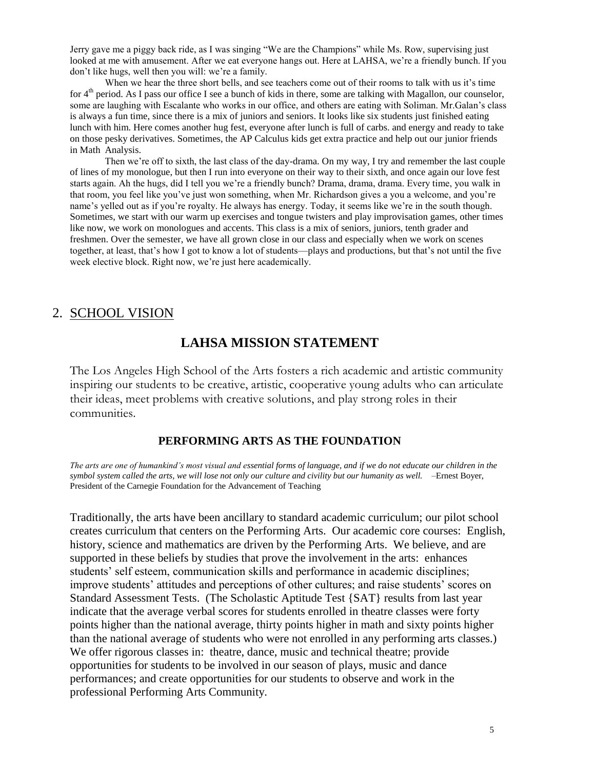Jerry gave me a piggy back ride, as I was singing "We are the Champions" while Ms. Row, supervising just looked at me with amusement. After we eat everyone hangs out. Here at LAHSA, we're a friendly bunch. If you don't like hugs, well then you will: we're a family.

When we hear the three short bells, and see teachers come out of their rooms to talk with us it's time for 4th period. As I pass our office I see a bunch of kids in there, some are talking with Magallon, our counselor, some are laughing with Escalante who works in our office, and others are eating with Soliman. Mr.Galan's class is always a fun time, since there is a mix of juniors and seniors. It looks like six students just finished eating lunch with him. Here comes another hug fest, everyone after lunch is full of carbs. and energy and ready to take on those pesky derivatives. Sometimes, the AP Calculus kids get extra practice and help out our junior friends in Math Analysis.

Then we're off to sixth, the last class of the day-drama. On my way, I try and remember the last couple of lines of my monologue, but then I run into everyone on their way to their sixth, and once again our love fest starts again. Ah the hugs, did I tell you we're a friendly bunch? Drama, drama, drama. Every time, you walk in that room, you feel like you've just won something, when Mr. Richardson gives a you a welcome, and you're name's yelled out as if you're royalty. He always has energy. Today, it seems like we're in the south though. Sometimes, we start with our warm up exercises and tongue twisters and play improvisation games, other times like now, we work on monologues and accents. This class is a mix of seniors, juniors, tenth grader and freshmen. Over the semester, we have all grown close in our class and especially when we work on scenes together, at least, that's how I got to know a lot of students—plays and productions, but that's not until the five week elective block. Right now, we're just here academically.

## 2. SCHOOL VISION

### LAHSA MISSION STATEMENT

The Los Angeles High School of the Arts fosters a rich academic and artistic community inspiring our students to be creative, artistic, cooperative young adults who can articulate their ideas, meet problems with creative solutions, and play strong roles in their communities.

#### PERFORMING ARTS AS THE FOUNDATION

*The arts are one of humankind's most visual and essential forms of language, and if we do not educate our children in the symbol system called the arts, we will lose not only our culture and civility but our humanity as well.* –Ernest Boyer, President of the Carnegie Foundation for the Advancement of Teaching

Traditionally, the arts have been ancillary to standard academic curriculum; our pilot school creates curriculum that centers on the Performing Arts. Our academic core courses: English, history, science and mathematics are driven by the Performing Arts. We believe, and are supported in these beliefs by studies that prove the involvement in the arts: enhances students' self esteem, communication skills and performance in academic disciplines; improve students' attitudes and perceptions of other cultures; and raise students' scores on Standard Assessment Tests. (The Scholastic Aptitude Test {SAT} results from last year indicate that the average verbal scores for students enrolled in theatre classes were forty points higher than the national average, thirty points higher in math and sixty points higher than the national average of students who were not enrolled in any performing arts classes.) We offer rigorous classes in: theatre, dance, music and technical theatre; provide opportunities for students to be involved in our season of plays, music and dance performances; and create opportunities for our students to observe and work in the professional Performing Arts Community.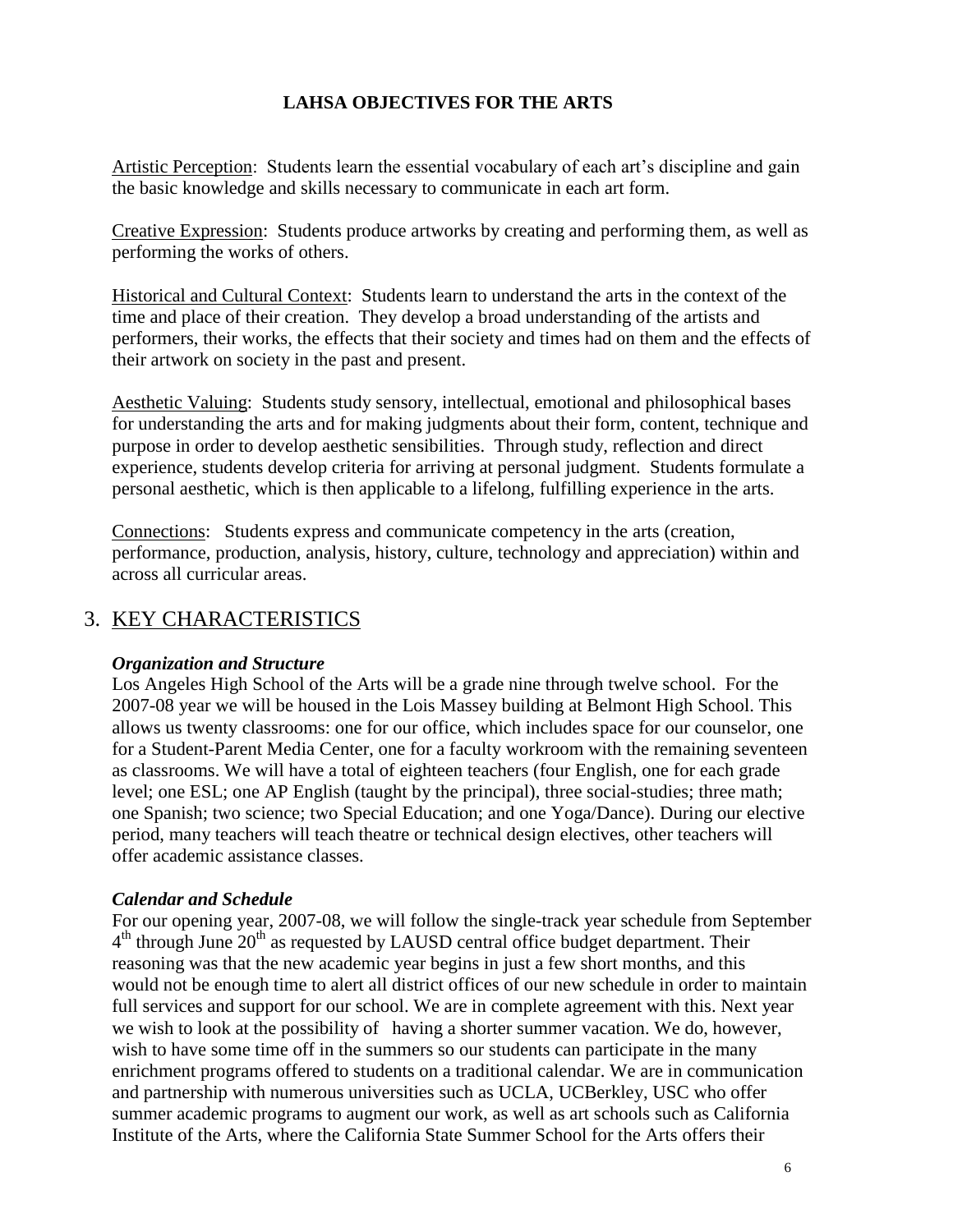## LAHSA OBJECTIVES FOR THE ARTS

Artistic Perception: Students learn the essential vocabulary of each art's discipline and gain the basic knowledge and skills necessary to communicate in each art form.

Creative Expression: Students produce artworks by creating and performing them, as well as performing the works of others.

Historical and Cultural Context: Students learn to understand the arts in the context of the time and place of their creation. They develop a broad understanding of the artists and performers, their works, the effects that their society and times had on them and the effects of their artwork on society in the past and present.

Aesthetic Valuing: Students study sensory, intellectual, emotional and philosophical bases for understanding the arts and for making judgments about their form, content, technique and purpose in order to develop aesthetic sensibilities. Through study, reflection and direct experience, students develop criteria for arriving at personal judgment. Students formulate a personal aesthetic, which is then applicable to a lifelong, fulfilling experience in the arts.

Connections: Students express and communicate competency in the arts (creation, performance, production, analysis, history, culture, technology and appreciation) within and across all curricular areas.

# 3. KEY CHARACTERISTICS

***Organization and Structure***

Los Angeles High School of the Arts will be a grade nine through twelve school. For the 2007-08 year we will be housed in the Lois Massey building at Belmont High School. This allows us twenty classrooms: one for our office, which includes space for our counselor, one for a Student-Parent Media Center, one for a faculty workroom with the remaining seventeen as classrooms. We will have a total of eighteen teachers (four English, one for each grade level; one ESL; one AP English (taught by the principal), three social-studies; three math; one Spanish; two science; two Special Education; and one Yoga/Dance). During our elective period, many teachers will teach theatre or technical design electives, other teachers will offer academic assistance classes.

***Calendar and Schedule***

For our opening year, 2007-08, we will follow the single-track year schedule from September 4th through June 20th as requested by LAUSD central office budget department. Their reasoning was that the new academic year begins in just a few short months, and this would not be enough time to alert all district offices of our new schedule in order to maintain full services and support for our school. We are in complete agreement with this. Next year we wish to look at the possibility of having a shorter summer vacation. We do, however, wish to have some time off in the summers so our students can participate in the many enrichment programs offered to students on a traditional calendar. We are in communication and partnership with numerous universities such as UCLA, UCBerkley, USC who offer summer academic programs to augment our work, as well as art schools such as California Institute of the Arts, where the California State Summer School for the Arts offers their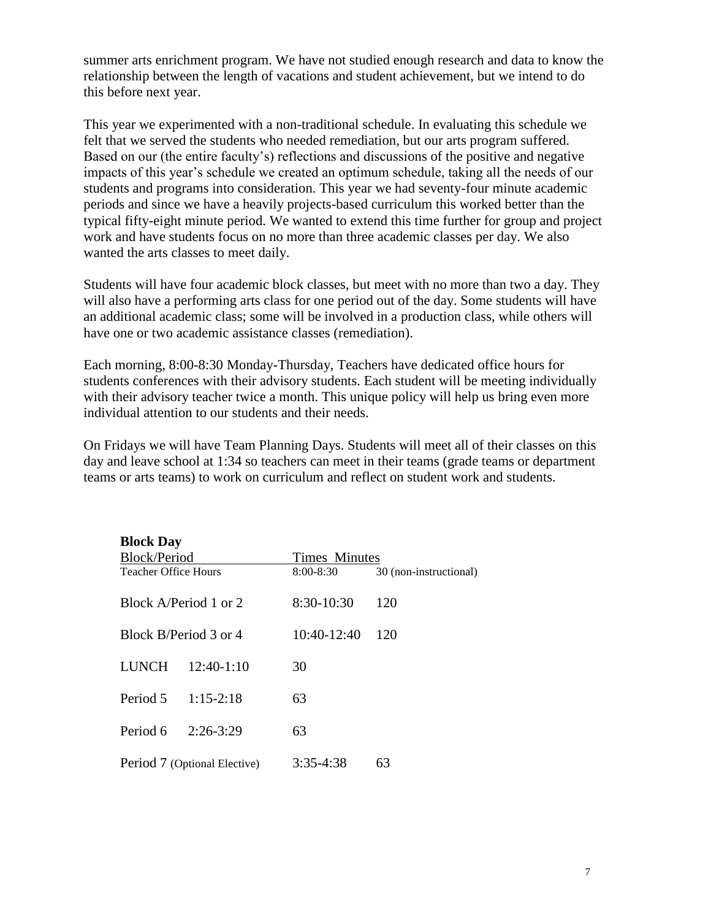summer arts enrichment program. We have not studied enough research and data to know the relationship between the length of vacations and student achievement, but we intend to do this before next year.

This year we experimented with a non-traditional schedule. In evaluating this schedule we felt that we served the students who needed remediation, but our arts program suffered. Based on our (the entire faculty's) reflections and discussions of the positive and negative impacts of this year's schedule we created an optimum schedule, taking all the needs of our students and programs into consideration. This year we had seventy-four minute academic periods and since we have a heavily projects-based curriculum this worked better than the typical fifty-eight minute period. We wanted to extend this time further for group and project work and have students focus on no more than three academic classes per day. We also wanted the arts classes to meet daily.

Students will have four academic block classes, but meet with no more than two a day. They will also have a performing arts class for one period out of the day. Some students will have an additional academic class; some will be involved in a production class, while others will have one or two academic assistance classes (remediation).

Each morning, 8:00-8:30 Monday-Thursday, Teachers have dedicated office hours for students conferences with their advisory students. Each student will be meeting individually with their advisory teacher twice a month. This unique policy will help us bring even more individual attention to our students and their needs.

On Fridays we will have Team Planning Days. Students will meet all of their classes on this day and leave school at 1:34 so teachers can meet in their teams (grade teams or department teams or arts teams) to work on curriculum and reflect on student work and students.

**Block Day**

| Block/Period | Times | Minutes |
|---|---|---|
| Teacher Office Hours | 8:00-8:30 | 30 (non-instructional) |
| Block A/Period 1 or 2 | 8:30-10:30 | 120 |
| Block B/Period 3 or 4 | 10:40-12:40 | 120 |
| LUNCH | 12:40-1:10 | 30 |
| Period 5 | 1:15-2:18 | 63 |
| Period 6 | 2:26-3:29 | 63 |
| Period 7 (Optional Elective) | 3:35-4:38 | 63 |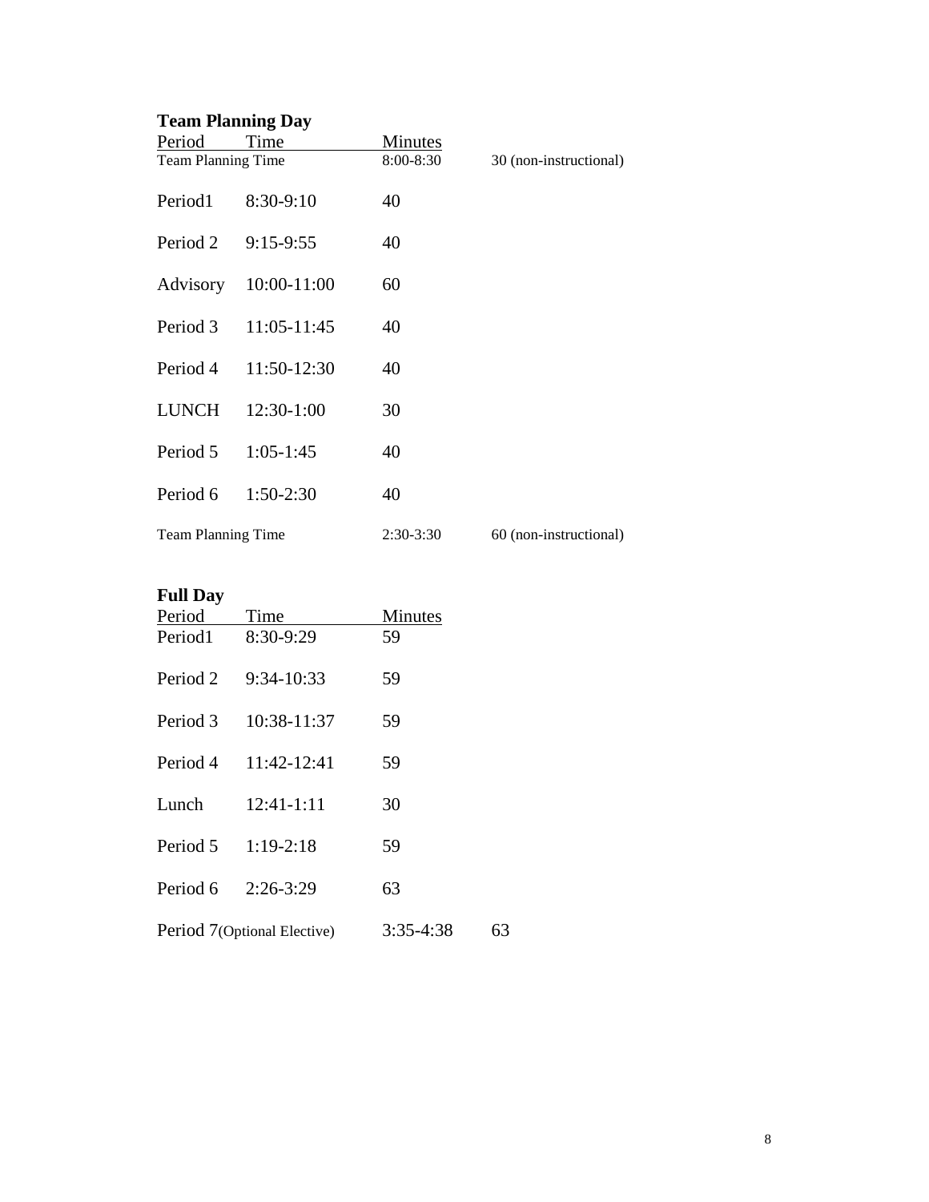**Team Planning Day**

| Period | Time | Minutes | |
|---|---|---|---|
| Team Planning Time | | 8:00-8:30 | 30 (non-instructional) |
| Period1 | 8:30-9:10 | 40 | |
| Period 2 | 9:15-9:55 | 40 | |
| Advisory | 10:00-11:00 | 60 | |
| Period 3 | 11:05-11:45 | 40 | |
| Period 4 | 11:50-12:30 | 40 | |
| LUNCH | 12:30-1:00 | 30 | |
| Period 5 | 1:05-1:45 | 40 | |
| Period 6 | 1:50-2:30 | 40 | |
| Team Planning Time | | 2:30-3:30 | 60 (non-instructional) |

**Full Day**

| Period | Time | Minutes | |
|---|---|---|---|
| Period1 | 8:30-9:29 | 59 | |
| Period 2 | 9:34-10:33 | 59 | |
| Period 3 | 10:38-11:37 | 59 | |
| Period 4 | 11:42-12:41 | 59 | |
| Lunch | 12:41-1:11 | 30 | |
| Period 5 | 1:19-2:18 | 59 | |
| Period 6 | 2:26-3:29 | 63 | |
| Period 7(Optional Elective) | | 3:35-4:38 | 63 |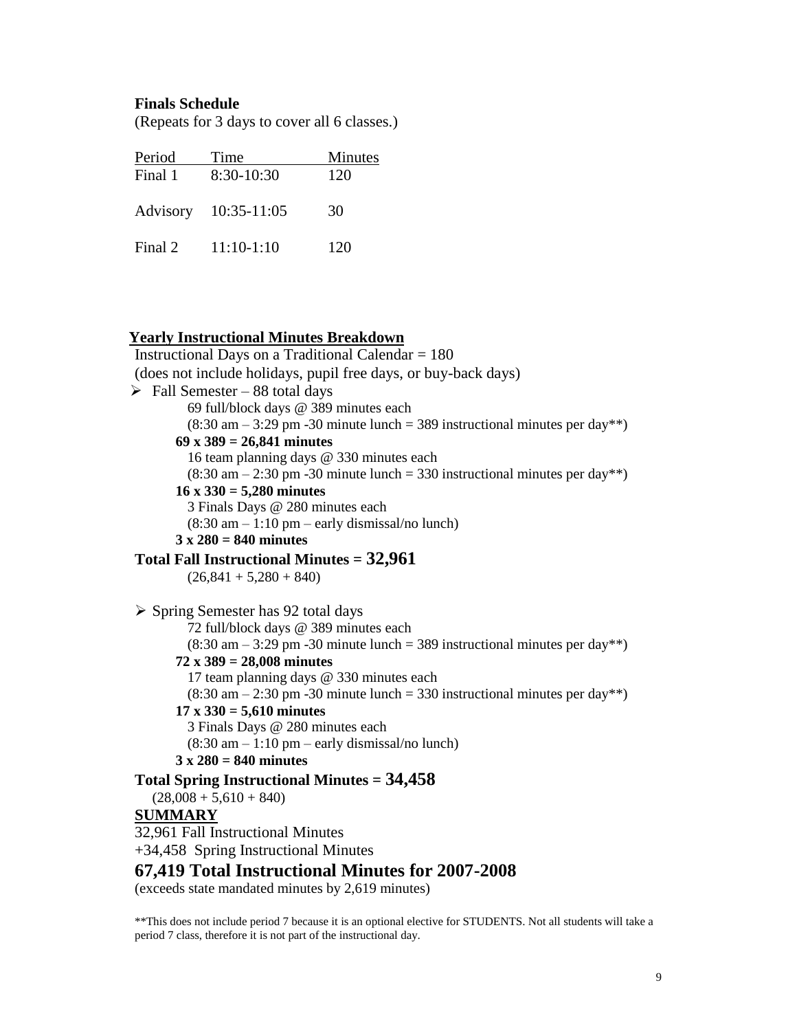**Finals Schedule**

(Repeats for 3 days to cover all 6 classes.)

| Period | Time | Minutes |
|---|---|---|
| Final 1 | 8:30-10:30 | 120 |
| Advisory | 10:35-11:05 | 30 |
| Final 2 | 11:10-1:10 | 120 |

**Yearly Instructional Minutes Breakdown**

Instructional Days on a Traditional Calendar = 180
(does not include holidays, pupil free days, or buy-back days)

- Fall Semester – 88 total days
  - 69 full/block days @ 389 minutes each
    (8:30 am – 3:29 pm -30 minute lunch = 389 instructional minutes per day**)
  - **69 x 389 = 26,841 minutes**
  - 16 team planning days @ 330 minutes each
    (8:30 am – 2:30 pm -30 minute lunch = 330 instructional minutes per day**)
  - **16 x 330 = 5,280 minutes**
  - 3 Finals Days @ 280 minutes each
    (8:30 am – 1:10 pm – early dismissal/no lunch)
  - **3 x 280 = 840 minutes**

**Total Fall Instructional Minutes = 32,961**
(26,841 + 5,280 + 840)

- Spring Semester has 92 total days
  - 72 full/block days @ 389 minutes each
    (8:30 am – 3:29 pm -30 minute lunch = 389 instructional minutes per day**)
  - **72 x 389 = 28,008 minutes**
  - 17 team planning days @ 330 minutes each
    (8:30 am – 2:30 pm -30 minute lunch = 330 instructional minutes per day**)
  - **17 x 330 = 5,610 minutes**
  - 3 Finals Days @ 280 minutes each
    (8:30 am – 1:10 pm – early dismissal/no lunch)
  - **3 x 280 = 840 minutes**

**Total Spring Instructional Minutes = 34,458**
(28,008 + 5,610 + 840)

**SUMMARY**

32,961 Fall Instructional Minutes
+34,458 Spring Instructional Minutes

## 67,419 Total Instructional Minutes for 2007-2008

(exceeds state mandated minutes by 2,619 minutes)

**This does not include period 7 because it is an optional elective for STUDENTS. Not all students will take a period 7 class, therefore it is not part of the instructional day.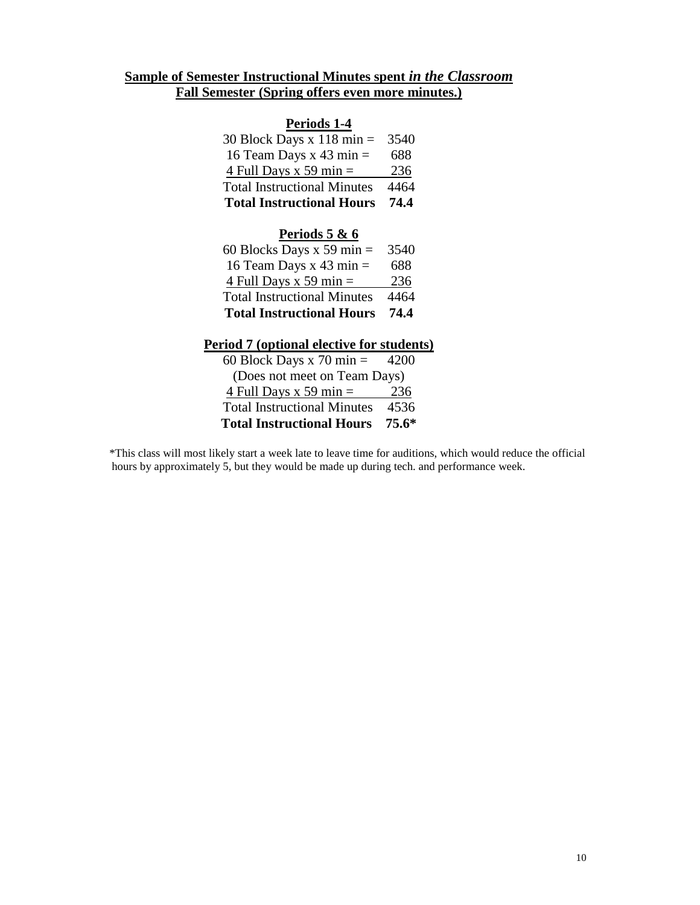**Sample of Semester Instructional Minutes spent *in the Classroom***
**Fall Semester (Spring offers even more minutes.)**

**Periods 1-4**

| | |
|---|---|
| 30 Block Days x 118 min = | 3540 |
| 16 Team Days x 43 min = | 688 |
| 4 Full Days x 59 min = | 236 |
| Total Instructional Minutes | 4464 |
| **Total Instructional Hours** | **74.4** |

**Periods 5 & 6**

| | |
|---|---|
| 60 Blocks Days x 59 min = | 3540 |
| 16 Team Days x 43 min = | 688 |
| 4 Full Days x 59 min = | 236 |
| Total Instructional Minutes | 4464 |
| **Total Instructional Hours** | **74.4** |

**Period 7 (optional elective for students)**

| | |
|---|---|
| 60 Block Days x 70 min = | 4200 |
| (Does not meet on Team Days) | |
| 4 Full Days x 59 min = | 236 |
| Total Instructional Minutes | 4536 |
| **Total Instructional Hours** | **75.6*** |

*This class will most likely start a week late to leave time for auditions, which would reduce the official hours by approximately 5, but they would be made up during tech. and performance week.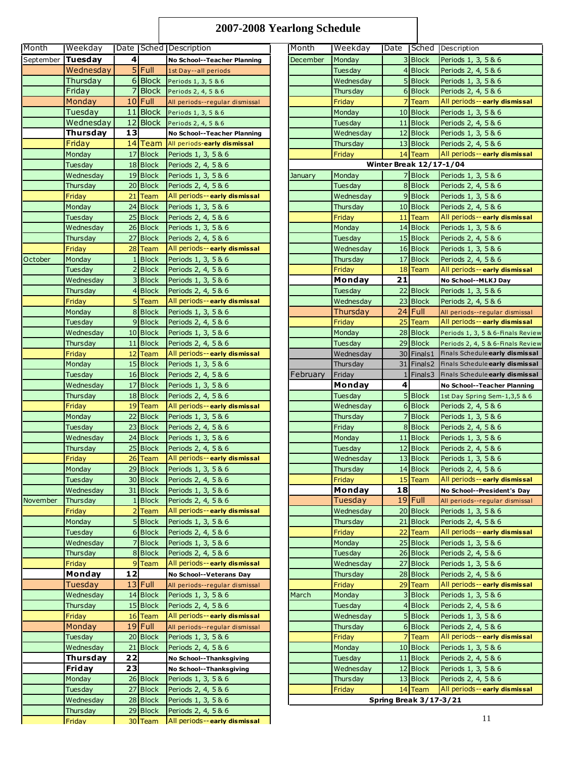# 2007-2008 Yearlong Schedule

| Month | Weekday | Date | Sched | Description |
|---|---|---|---|---|
| September | **Tuesday** | **4** | | **No School--Teacher Planning** |
| | Wednesday | 5 | Full | 1st Day--all periods |
| | Thursday | 6 | Block | Periods 1, 3, 5 & 6 |
| | Friday | 7 | Block | Periods 2, 4, 5 & 6 |
| | Monday | 10 | Full | All periods--regular dismissal |
| | Tuesday | 11 | Block | Periods 1, 3, 5 & 6 |
| | Wednesday | 12 | Block | Periods 2, 4, 5 & 6 |
| | **Thursday** | **13** | | **No School--Teacher Planning** |
| | Friday | 14 | Team | All periods-**early dismissal** |
| | Monday | 17 | Block | Periods 1, 3, 5 & 6 |
| | Tuesday | 18 | Block | Periods 2, 4, 5 & 6 |
| | Wednesday | 19 | Block | Periods 1, 3, 5 & 6 |
| | Thursday | 20 | Block | Periods 2, 4, 5 & 6 |
| | Friday | 21 | Team | All periods--**early dismissal** |
| | Monday | 24 | Block | Periods 1, 3, 5 & 6 |
| | Tuesday | 25 | Block | Periods 2, 4, 5 & 6 |
| | Wednesday | 26 | Block | Periods 1, 3, 5 & 6 |
| | Thursday | 27 | Block | Periods 2, 4, 5 & 6 |
| | Friday | 28 | Team | All periods--**early dismissal** |
| October | Monday | 1 | Block | Periods 1, 3, 5 & 6 |
| | Tuesday | 2 | Block | Periods 2, 4, 5 & 6 |
| | Wednesday | 3 | Block | Periods 1, 3, 5 & 6 |
| | Thursday | 4 | Block | Periods 2, 4, 5 & 6 |
| | Friday | 5 | Team | All periods--**early dismissal** |
| | Monday | 8 | Block | Periods 1, 3, 5 & 6 |
| | Tuesday | 9 | Block | Periods 2, 4, 5 & 6 |
| | Wednesday | 10 | Block | Periods 1, 3, 5 & 6 |
| | Thursday | 11 | Block | Periods 2, 4, 5 & 6 |
| | Friday | 12 | Team | All periods--**early dismissal** |
| | Monday | 15 | Block | Periods 1, 3, 5 & 6 |
| | Tuesday | 16 | Block | Periods 2, 4, 5 & 6 |
| | Wednesday | 17 | Block | Periods 1, 3, 5 & 6 |
| | Thursday | 18 | Block | Periods 2, 4, 5 & 6 |
| | Friday | 19 | Team | All periods--**early dismissal** |
| | Monday | 22 | Block | Periods 1, 3, 5 & 6 |
| | Tuesday | 23 | Block | Periods 2, 4, 5 & 6 |
| | Wednesday | 24 | Block | Periods 1, 3, 5 & 6 |
| | Thursday | 25 | Block | Periods 2, 4, 5 & 6 |
| | Friday | 26 | Team | All periods--**early dismissal** |
| | Monday | 29 | Block | Periods 1, 3, 5 & 6 |
| | Tuesday | 30 | Block | Periods 2, 4, 5 & 6 |
| | Wednesday | 31 | Block | Periods 1, 3, 5 & 6 |
| November | Thursday | 1 | Block | Periods 2, 4, 5 & 6 |
| | Friday | 2 | Team | All periods--**early dismissal** |
| | Monday | 5 | Block | Periods 1, 3, 5 & 6 |
| | Tuesday | 6 | Block | Periods 2, 4, 5 & 6 |
| | Wednesday | 7 | Block | Periods 1, 3, 5 & 6 |
| | Thursday | 8 | Block | Periods 2, 4, 5 & 6 |
| | Friday | 9 | Team | All periods--**early dismissal** |
| | **Monday** | **12** | | **No School--Veterans Day** |
| | Tuesday | 13 | Full | All periods--regular dismissal |
| | Wednesday | 14 | Block | Periods 1, 3, 5 & 6 |
| | Thursday | 15 | Block | Periods 2, 4, 5 & 6 |
| | Friday | 16 | Team | All periods--**early dismissal** |
| | Monday | 19 | Full | All periods--regular dismissal |
| | Tuesday | 20 | Block | Periods 1, 3, 5 & 6 |
| | Wednesday | 21 | Block | Periods 2, 4, 5 & 6 |
| | **Thursday** | **22** | | **No School--Thanksgiving** |
| | **Friday** | **23** | | **No School--Thanksgiving** |
| | Monday | 26 | Block | Periods 1, 3, 5 & 6 |
| | Tuesday | 27 | Block | Periods 2, 4, 5 & 6 |
| | Wednesday | 28 | Block | Periods 1, 3, 5 & 6 |
| | Thursday | 29 | Block | Periods 2, 4, 5 & 6 |
| | Friday | 30 | Team | All periods--**early dismissal** |
| December | Monday | 3 | Block | Periods 1, 3, 5 & 6 |
| | Tuesday | 4 | Block | Periods 2, 4, 5 & 6 |
| | Wednesday | 5 | Block | Periods 1, 3, 5 & 6 |
| | Thursday | 6 | Block | Periods 2, 4, 5 & 6 |
| | Friday | 7 | Team | All periods--**early dismissal** |
| | Monday | 10 | Block | Periods 1, 3, 5 & 6 |
| | Tuesday | 11 | Block | Periods 2, 4, 5 & 6 |
| | Wednesday | 12 | Block | Periods 1, 3, 5 & 6 |
| | Thursday | 13 | Block | Periods 2, 4, 5 & 6 |
| | Friday | 14 | Team | All periods--**early dismissal** |
| | | | | **Winter Break 12/17-1/04** |
| January | Monday | 7 | Block | Periods 1, 3, 5 & 6 |
| | Tuesday | 8 | Block | Periods 2, 4, 5 & 6 |
| | Wednesday | 9 | Block | Periods 1, 3, 5 & 6 |
| | Thursday | 10 | Block | Periods 2, 4, 5 & 6 |
| | Friday | 11 | Team | All periods--**early dismissal** |
| | Monday | 14 | Block | Periods 1, 3, 5 & 6 |
| | Tuesday | 15 | Block | Periods 2, 4, 5 & 6 |
| | Wednesday | 16 | Block | Periods 1, 3, 5 & 6 |
| | Thursday | 17 | Block | Periods 2, 4, 5 & 6 |
| | Friday | 18 | Team | All periods--**early dismissal** |
| | **Monday** | **21** | | **No School--MLKJ Day** |
| | Tuesday | 22 | Block | Periods 1, 3, 5 & 6 |
| | Wednesday | 23 | Block | Periods 2, 4, 5 & 6 |
| | Thursday | 24 | Full | All periods--regular dismissal |
| | Friday | 25 | Team | All periods--**early dismissal** |
| | Monday | 28 | Block | Periods 1, 3, 5 & 6-Finals Review |
| | Tuesday | 29 | Block | Periods 2, 4, 5 & 6-Finals Review |
| | Wednesday | 30 | Finals1 | Finals Schedule **early dismissal** |
| | Thursday | 31 | Finals2 | Finals Schedule **early dismissal** |
| February | Friday | 1 | Finals3 | Finals Schedule **early dismissal** |
| | **Monday** | **4** | | **No School--Teacher Planning** |
| | Tuesday | 5 | Block | 1st Day Spring Sem-1,3,5 & 6 |
| | Wednesday | 6 | Block | Periods 2, 4, 5 & 6 |
| | Thursday | 7 | Block | Periods 1, 3, 5 & 6 |
| | Friday | 8 | Block | Periods 2, 4, 5 & 6 |
| | Monday | 11 | Block | Periods 1, 3, 5 & 6 |
| | Tuesday | 12 | Block | Periods 2, 4, 5 & 6 |
| | Wednesday | 13 | Block | Periods 1, 3, 5 & 6 |
| | Thursday | 14 | Block | Periods 2, 4, 5 & 6 |
| | Friday | 15 | Team | All periods--**early dismissal** |
| | **Monday** | **18** | | **No School--President's Day** |
| | Tuesday | 19 | Full | All periods--regular dismissal |
| | Wednesday | 20 | Block | Periods 1, 3, 5 & 6 |
| | Thursday | 21 | Block | Periods 2, 4, 5 & 6 |
| | Friday | 22 | Team | All periods--**early dismissal** |
| | Monday | 25 | Block | Periods 1, 3, 5 & 6 |
| | Tuesday | 26 | Block | Periods 2, 4, 5 & 6 |
| | Wednesday | 27 | Block | Periods 1, 3, 5 & 6 |
| | Thursday | 28 | Block | Periods 2, 4, 5 & 6 |
| | Friday | 29 | Team | All periods--**early dismissal** |
| March | Monday | 3 | Block | Periods 1, 3, 5 & 6 |
| | Tuesday | 4 | Block | Periods 2, 4, 5 & 6 |
| | Wednesday | 5 | Block | Periods 1, 3, 5 & 6 |
| | Thursday | 6 | Block | Periods 2, 4, 5 & 6 |
| | Friday | 7 | Team | All periods--**early dismissal** |
| | Monday | 10 | Block | Periods 1, 3, 5 & 6 |
| | Tuesday | 11 | Block | Periods 2, 4, 5 & 6 |
| | Wednesday | 12 | Block | Periods 1, 3, 5 & 6 |
| | Thursday | 13 | Block | Periods 2, 4, 5 & 6 |
| | Friday | 14 | Team | All periods--**early dismissal** |
| | | | | **Spring Break 3/17-3/21** |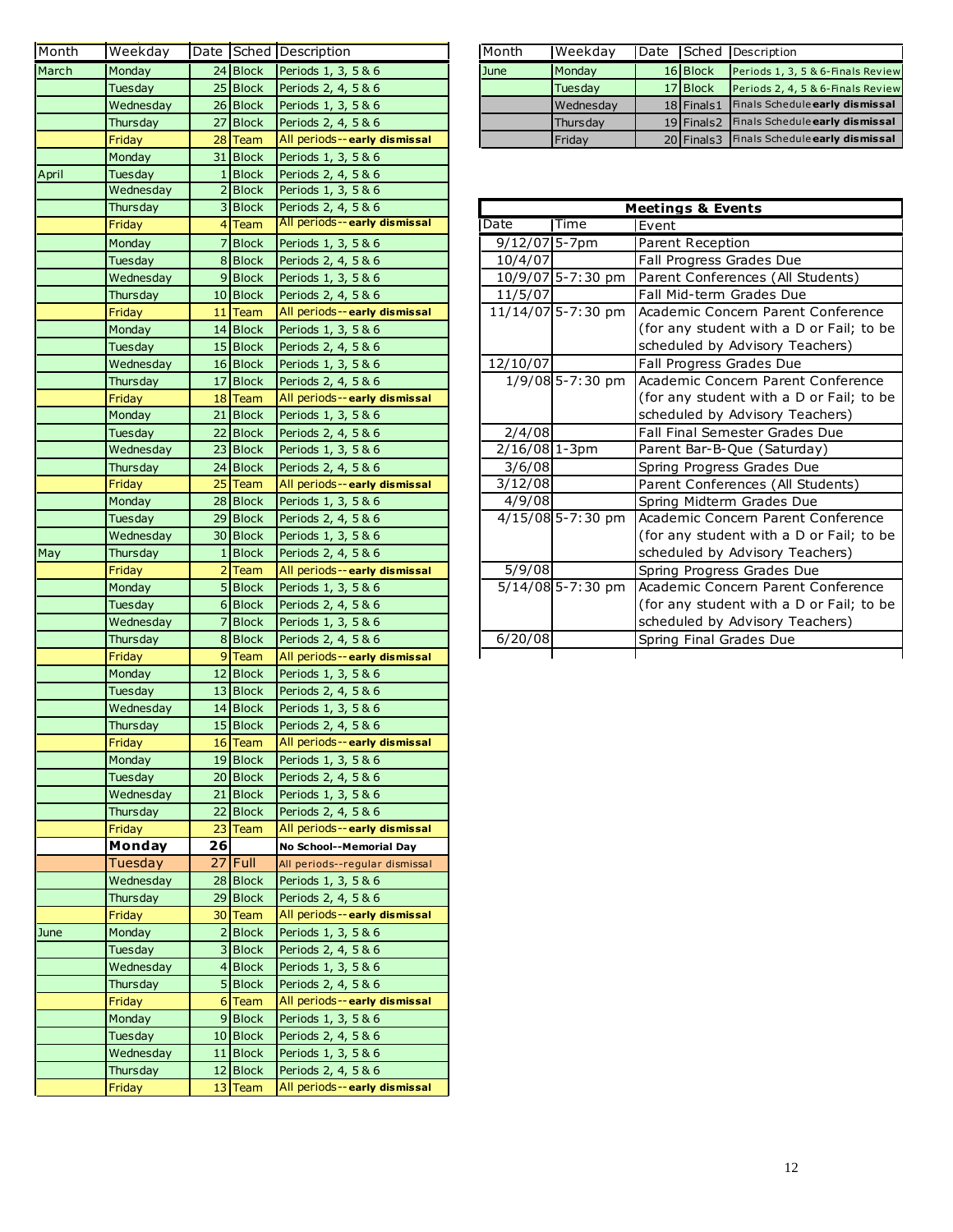| Month | Weekday | Date | Sched | Description |
|---|---|---|---|---|
| March | Monday | 24 | Block | Periods 1, 3, 5 & 6 |
| | Tuesday | 25 | Block | Periods 2, 4, 5 & 6 |
| | Wednesday | 26 | Block | Periods 1, 3, 5 & 6 |
| | Thursday | 27 | Block | Periods 2, 4, 5 & 6 |
| | Friday | 28 | Team | All periods-- **early dismissal** |
| | Monday | 31 | Block | Periods 1, 3, 5 & 6 |
| April | Tuesday | 1 | Block | Periods 2, 4, 5 & 6 |
| | Wednesday | 2 | Block | Periods 1, 3, 5 & 6 |
| | Thursday | 3 | Block | Periods 2, 4, 5 & 6 |
| | Friday | 4 | Team | All periods-- **early dismissal** |
| | Monday | 7 | Block | Periods 1, 3, 5 & 6 |
| | Tuesday | 8 | Block | Periods 2, 4, 5 & 6 |
| | Wednesday | 9 | Block | Periods 1, 3, 5 & 6 |
| | Thursday | 10 | Block | Periods 2, 4, 5 & 6 |
| | Friday | 11 | Team | All periods-- **early dismissal** |
| | Monday | 14 | Block | Periods 1, 3, 5 & 6 |
| | Tuesday | 15 | Block | Periods 2, 4, 5 & 6 |
| | Wednesday | 16 | Block | Periods 1, 3, 5 & 6 |
| | Thursday | 17 | Block | Periods 2, 4, 5 & 6 |
| | Friday | 18 | Team | All periods-- **early dismissal** |
| | Monday | 21 | Block | Periods 1, 3, 5 & 6 |
| | Tuesday | 22 | Block | Periods 2, 4, 5 & 6 |
| | Wednesday | 23 | Block | Periods 1, 3, 5 & 6 |
| | Thursday | 24 | Block | Periods 2, 4, 5 & 6 |
| | Friday | 25 | Team | All periods-- **early dismissal** |
| | Monday | 28 | Block | Periods 1, 3, 5 & 6 |
| | Tuesday | 29 | Block | Periods 2, 4, 5 & 6 |
| | Wednesday | 30 | Block | Periods 1, 3, 5 & 6 |
| May | Thursday | 1 | Block | Periods 2, 4, 5 & 6 |
| | Friday | 2 | Team | All periods-- **early dismissal** |
| | Monday | 5 | Block | Periods 1, 3, 5 & 6 |
| | Tuesday | 6 | Block | Periods 2, 4, 5 & 6 |
| | Wednesday | 7 | Block | Periods 1, 3, 5 & 6 |
| | Thursday | 8 | Block | Periods 2, 4, 5 & 6 |
| | Friday | 9 | Team | All periods-- **early dismissal** |
| | Monday | 12 | Block | Periods 1, 3, 5 & 6 |
| | Tuesday | 13 | Block | Periods 2, 4, 5 & 6 |
| | Wednesday | 14 | Block | Periods 1, 3, 5 & 6 |
| | Thursday | 15 | Block | Periods 2, 4, 5 & 6 |
| | Friday | 16 | Team | All periods-- **early dismissal** |
| | Monday | 19 | Block | Periods 1, 3, 5 & 6 |
| | Tuesday | 20 | Block | Periods 2, 4, 5 & 6 |
| | Wednesday | 21 | Block | Periods 1, 3, 5 & 6 |
| | Thursday | 22 | Block | Periods 2, 4, 5 & 6 |
| | Friday | 23 | Team | All periods-- **early dismissal** |
| | **Monday** | **26** | | **No School--Memorial Day** |
| | Tuesday | 27 | Full | All periods--regular dismissal |
| | Wednesday | 28 | Block | Periods 1, 3, 5 & 6 |
| | Thursday | 29 | Block | Periods 2, 4, 5 & 6 |
| | Friday | 30 | Team | All periods-- **early dismissal** |
| June | Monday | 2 | Block | Periods 1, 3, 5 & 6 |
| | Tuesday | 3 | Block | Periods 2, 4, 5 & 6 |
| | Wednesday | 4 | Block | Periods 1, 3, 5 & 6 |
| | Thursday | 5 | Block | Periods 2, 4, 5 & 6 |
| | Friday | 6 | Team | All periods-- **early dismissal** |
| | Monday | 9 | Block | Periods 1, 3, 5 & 6 |
| | Tuesday | 10 | Block | Periods 2, 4, 5 & 6 |
| | Wednesday | 11 | Block | Periods 1, 3, 5 & 6 |
| | Thursday | 12 | Block | Periods 2, 4, 5 & 6 |
| | Friday | 13 | Team | All periods-- **early dismissal** |
| June | Monday | 16 | Block | Periods 1, 3, 5 & 6-Finals Review |
| | Tuesday | 17 | Block | Periods 2, 4, 5 & 6-Finals Review |
| | Wednesday | 18 | Finals1 | Finals Schedule **early dismissal** |
| | Thursday | 19 | Finals2 | Finals Schedule **early dismissal** |
| | Friday | 20 | Finals3 | Finals Schedule **early dismissal** |

| **Meetings & Events** | | |
|---|---|---|
| Date | Time | Event |
| 9/12/07 | 5-7pm | Parent Reception |
| 10/4/07 | | Fall Progress Grades Due |
| 10/9/07 | 5-7:30 pm | Parent Conferences (All Students) |
| 11/5/07 | | Fall Mid-term Grades Due |
| 11/14/07 | 5-7:30 pm | Academic Concern Parent Conference (for any student with a D or Fail; to be scheduled by Advisory Teachers) |
| 12/10/07 | | Fall Progress Grades Due |
| 1/9/08 | 5-7:30 pm | Academic Concern Parent Conference (for any student with a D or Fail; to be scheduled by Advisory Teachers) |
| 2/4/08 | | Fall Final Semester Grades Due |
| 2/16/08 | 1-3pm | Parent Bar-B-Que (Saturday) |
| 3/6/08 | | Spring Progress Grades Due |
| 3/12/08 | | Parent Conferences (All Students) |
| 4/9/08 | | Spring Midterm Grades Due |
| 4/15/08 | 5-7:30 pm | Academic Concern Parent Conference (for any student with a D or Fail; to be scheduled by Advisory Teachers) |
| 5/9/08 | | Spring Progress Grades Due |
| 5/14/08 | 5-7:30 pm | Academic Concern Parent Conference (for any student with a D or Fail; to be scheduled by Advisory Teachers) |
| 6/20/08 | | Spring Final Grades Due |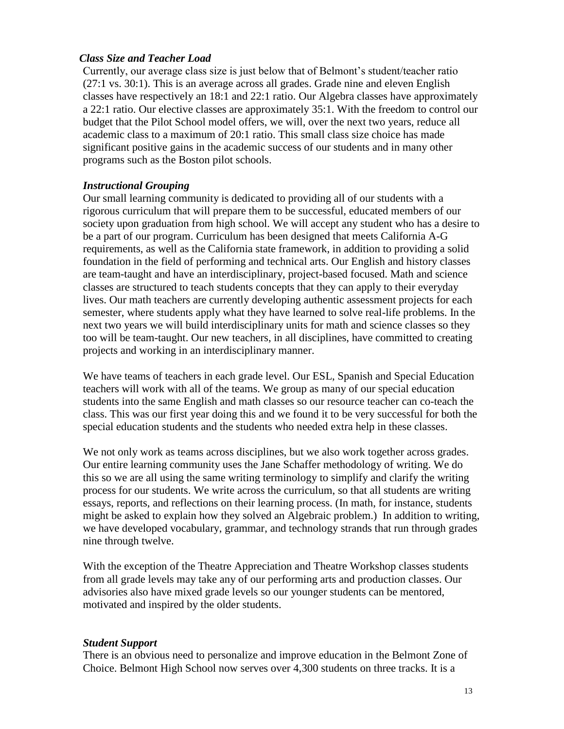### *Class Size and Teacher Load*

Currently, our average class size is just below that of Belmont's student/teacher ratio (27:1 vs. 30:1). This is an average across all grades. Grade nine and eleven English classes have respectively an 18:1 and 22:1 ratio. Our Algebra classes have approximately a 22:1 ratio. Our elective classes are approximately 35:1. With the freedom to control our budget that the Pilot School model offers, we will, over the next two years, reduce all academic class to a maximum of 20:1 ratio. This small class size choice has made significant positive gains in the academic success of our students and in many other programs such as the Boston pilot schools.

### *Instructional Grouping*

Our small learning community is dedicated to providing all of our students with a rigorous curriculum that will prepare them to be successful, educated members of our society upon graduation from high school. We will accept any student who has a desire to be a part of our program. Curriculum has been designed that meets California A-G requirements, as well as the California state framework, in addition to providing a solid foundation in the field of performing and technical arts. Our English and history classes are team-taught and have an interdisciplinary, project-based focused. Math and science classes are structured to teach students concepts that they can apply to their everyday lives. Our math teachers are currently developing authentic assessment projects for each semester, where students apply what they have learned to solve real-life problems. In the next two years we will build interdisciplinary units for math and science classes so they too will be team-taught. Our new teachers, in all disciplines, have committed to creating projects and working in an interdisciplinary manner.

We have teams of teachers in each grade level. Our ESL, Spanish and Special Education teachers will work with all of the teams. We group as many of our special education students into the same English and math classes so our resource teacher can co-teach the class. This was our first year doing this and we found it to be very successful for both the special education students and the students who needed extra help in these classes.

We not only work as teams across disciplines, but we also work together across grades. Our entire learning community uses the Jane Schaffer methodology of writing. We do this so we are all using the same writing terminology to simplify and clarify the writing process for our students. We write across the curriculum, so that all students are writing essays, reports, and reflections on their learning process. (In math, for instance, students might be asked to explain how they solved an Algebraic problem.) In addition to writing, we have developed vocabulary, grammar, and technology strands that run through grades nine through twelve.

With the exception of the Theatre Appreciation and Theatre Workshop classes students from all grade levels may take any of our performing arts and production classes. Our advisories also have mixed grade levels so our younger students can be mentored, motivated and inspired by the older students.

### *Student Support*

There is an obvious need to personalize and improve education in the Belmont Zone of Choice. Belmont High School now serves over 4,300 students on three tracks. It is a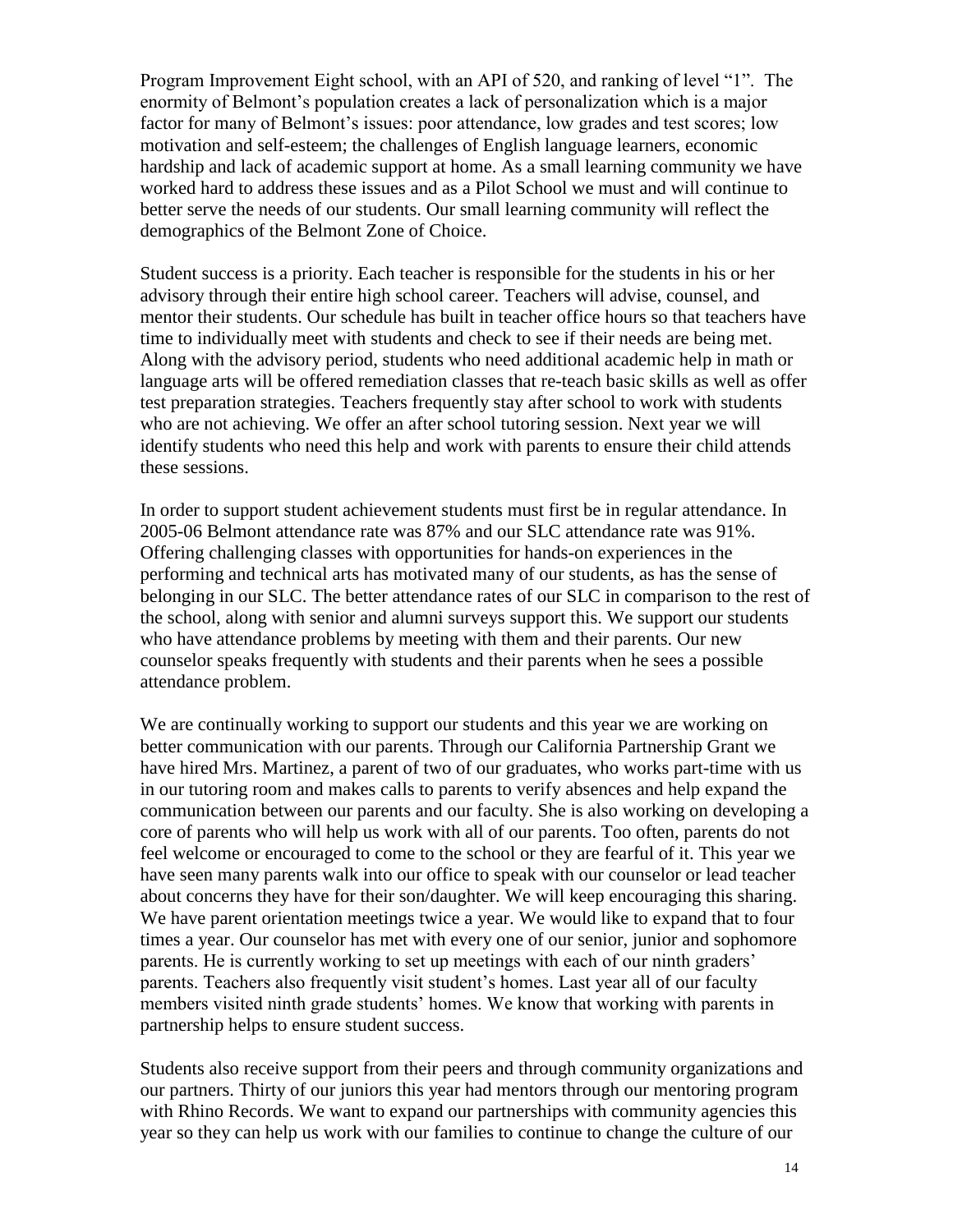Program Improvement Eight school, with an API of 520, and ranking of level "1". The enormity of Belmont's population creates a lack of personalization which is a major factor for many of Belmont's issues: poor attendance, low grades and test scores; low motivation and self-esteem; the challenges of English language learners, economic hardship and lack of academic support at home. As a small learning community we have worked hard to address these issues and as a Pilot School we must and will continue to better serve the needs of our students. Our small learning community will reflect the demographics of the Belmont Zone of Choice.

Student success is a priority. Each teacher is responsible for the students in his or her advisory through their entire high school career. Teachers will advise, counsel, and mentor their students. Our schedule has built in teacher office hours so that teachers have time to individually meet with students and check to see if their needs are being met. Along with the advisory period, students who need additional academic help in math or language arts will be offered remediation classes that re-teach basic skills as well as offer test preparation strategies. Teachers frequently stay after school to work with students who are not achieving. We offer an after school tutoring session. Next year we will identify students who need this help and work with parents to ensure their child attends these sessions.

In order to support student achievement students must first be in regular attendance. In 2005-06 Belmont attendance rate was 87% and our SLC attendance rate was 91%. Offering challenging classes with opportunities for hands-on experiences in the performing and technical arts has motivated many of our students, as has the sense of belonging in our SLC. The better attendance rates of our SLC in comparison to the rest of the school, along with senior and alumni surveys support this. We support our students who have attendance problems by meeting with them and their parents. Our new counselor speaks frequently with students and their parents when he sees a possible attendance problem.

We are continually working to support our students and this year we are working on better communication with our parents. Through our California Partnership Grant we have hired Mrs. Martinez, a parent of two of our graduates, who works part-time with us in our tutoring room and makes calls to parents to verify absences and help expand the communication between our parents and our faculty. She is also working on developing a core of parents who will help us work with all of our parents. Too often, parents do not feel welcome or encouraged to come to the school or they are fearful of it. This year we have seen many parents walk into our office to speak with our counselor or lead teacher about concerns they have for their son/daughter. We will keep encouraging this sharing. We have parent orientation meetings twice a year. We would like to expand that to four times a year. Our counselor has met with every one of our senior, junior and sophomore parents. He is currently working to set up meetings with each of our ninth graders' parents. Teachers also frequently visit student's homes. Last year all of our faculty members visited ninth grade students' homes. We know that working with parents in partnership helps to ensure student success.

Students also receive support from their peers and through community organizations and our partners. Thirty of our juniors this year had mentors through our mentoring program with Rhino Records. We want to expand our partnerships with community agencies this year so they can help us work with our families to continue to change the culture of our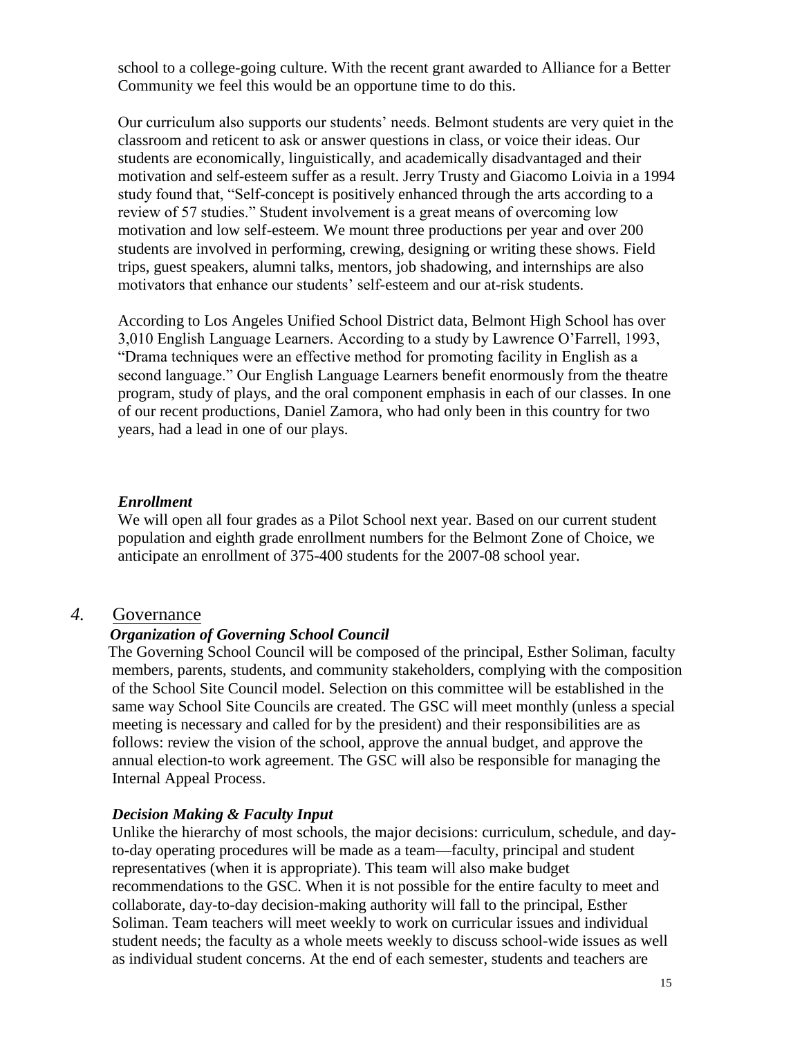school to a college-going culture. With the recent grant awarded to Alliance for a Better Community we feel this would be an opportune time to do this.

Our curriculum also supports our students' needs. Belmont students are very quiet in the classroom and reticent to ask or answer questions in class, or voice their ideas. Our students are economically, linguistically, and academically disadvantaged and their motivation and self-esteem suffer as a result. Jerry Trusty and Giacomo Loivia in a 1994 study found that, "Self-concept is positively enhanced through the arts according to a review of 57 studies." Student involvement is a great means of overcoming low motivation and low self-esteem. We mount three productions per year and over 200 students are involved in performing, crewing, designing or writing these shows. Field trips, guest speakers, alumni talks, mentors, job shadowing, and internships are also motivators that enhance our students' self-esteem and our at-risk students.

According to Los Angeles Unified School District data, Belmont High School has over 3,010 English Language Learners. According to a study by Lawrence O'Farrell, 1993, "Drama techniques were an effective method for promoting facility in English as a second language." Our English Language Learners benefit enormously from the theatre program, study of plays, and the oral component emphasis in each of our classes. In one of our recent productions, Daniel Zamora, who had only been in this country for two years, had a lead in one of our plays.

### *Enrollment*

We will open all four grades as a Pilot School next year. Based on our current student population and eighth grade enrollment numbers for the Belmont Zone of Choice, we anticipate an enrollment of 375-400 students for the 2007-08 school year.

## *4.* Governance

### *Organization of Governing School Council*

The Governing School Council will be composed of the principal, Esther Soliman, faculty members, parents, students, and community stakeholders, complying with the composition of the School Site Council model. Selection on this committee will be established in the same way School Site Councils are created. The GSC will meet monthly (unless a special meeting is necessary and called for by the president) and their responsibilities are as follows: review the vision of the school, approve the annual budget, and approve the annual election-to work agreement. The GSC will also be responsible for managing the Internal Appeal Process.

### *Decision Making & Faculty Input*

Unlike the hierarchy of most schools, the major decisions: curriculum, schedule, and day-to-day operating procedures will be made as a team—faculty, principal and student representatives (when it is appropriate). This team will also make budget recommendations to the GSC. When it is not possible for the entire faculty to meet and collaborate, day-to-day decision-making authority will fall to the principal, Esther Soliman. Team teachers will meet weekly to work on curricular issues and individual student needs; the faculty as a whole meets weekly to discuss school-wide issues as well as individual student concerns. At the end of each semester, students and teachers are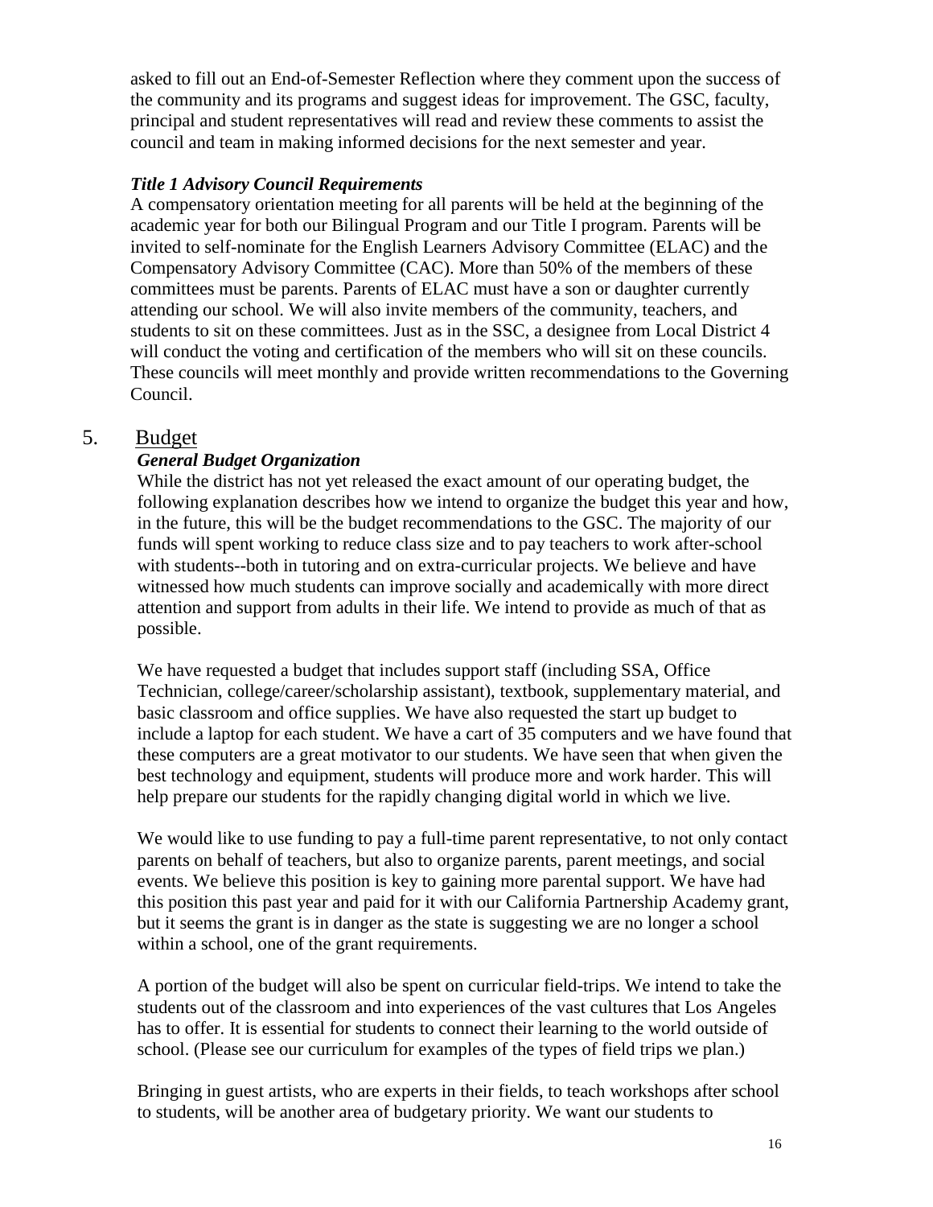asked to fill out an End-of-Semester Reflection where they comment upon the success of the community and its programs and suggest ideas for improvement. The GSC, faculty, principal and student representatives will read and review these comments to assist the council and team in making informed decisions for the next semester and year.

### *Title 1 Advisory Council Requirements*

A compensatory orientation meeting for all parents will be held at the beginning of the academic year for both our Bilingual Program and our Title I program. Parents will be invited to self-nominate for the English Learners Advisory Committee (ELAC) and the Compensatory Advisory Committee (CAC). More than 50% of the members of these committees must be parents. Parents of ELAC must have a son or daughter currently attending our school. We will also invite members of the community, teachers, and students to sit on these committees. Just as in the SSC, a designee from Local District 4 will conduct the voting and certification of the members who will sit on these councils. These councils will meet monthly and provide written recommendations to the Governing Council.

## 5. Budget

### *General Budget Organization*

While the district has not yet released the exact amount of our operating budget, the following explanation describes how we intend to organize the budget this year and how, in the future, this will be the budget recommendations to the GSC. The majority of our funds will spent working to reduce class size and to pay teachers to work after-school with students--both in tutoring and on extra-curricular projects. We believe and have witnessed how much students can improve socially and academically with more direct attention and support from adults in their life. We intend to provide as much of that as possible.

We have requested a budget that includes support staff (including SSA, Office Technician, college/career/scholarship assistant), textbook, supplementary material, and basic classroom and office supplies. We have also requested the start up budget to include a laptop for each student. We have a cart of 35 computers and we have found that these computers are a great motivator to our students. We have seen that when given the best technology and equipment, students will produce more and work harder. This will help prepare our students for the rapidly changing digital world in which we live.

We would like to use funding to pay a full-time parent representative, to not only contact parents on behalf of teachers, but also to organize parents, parent meetings, and social events. We believe this position is key to gaining more parental support. We have had this position this past year and paid for it with our California Partnership Academy grant, but it seems the grant is in danger as the state is suggesting we are no longer a school within a school, one of the grant requirements.

A portion of the budget will also be spent on curricular field-trips. We intend to take the students out of the classroom and into experiences of the vast cultures that Los Angeles has to offer. It is essential for students to connect their learning to the world outside of school. (Please see our curriculum for examples of the types of field trips we plan.)

Bringing in guest artists, who are experts in their fields, to teach workshops after school to students, will be another area of budgetary priority. We want our students to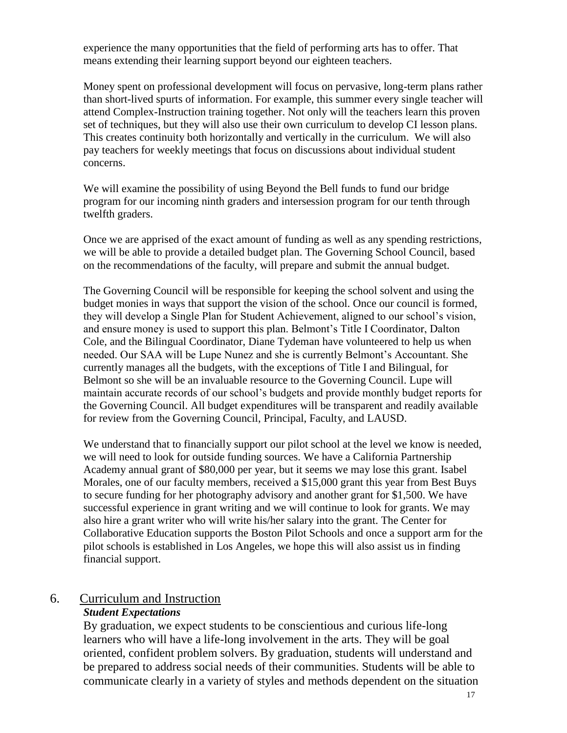experience the many opportunities that the field of performing arts has to offer. That means extending their learning support beyond our eighteen teachers.

Money spent on professional development will focus on pervasive, long-term plans rather than short-lived spurts of information. For example, this summer every single teacher will attend Complex-Instruction training together. Not only will the teachers learn this proven set of techniques, but they will also use their own curriculum to develop CI lesson plans. This creates continuity both horizontally and vertically in the curriculum. We will also pay teachers for weekly meetings that focus on discussions about individual student concerns.

We will examine the possibility of using Beyond the Bell funds to fund our bridge program for our incoming ninth graders and intersession program for our tenth through twelfth graders.

Once we are apprised of the exact amount of funding as well as any spending restrictions, we will be able to provide a detailed budget plan. The Governing School Council, based on the recommendations of the faculty, will prepare and submit the annual budget.

The Governing Council will be responsible for keeping the school solvent and using the budget monies in ways that support the vision of the school. Once our council is formed, they will develop a Single Plan for Student Achievement, aligned to our school's vision, and ensure money is used to support this plan. Belmont's Title I Coordinator, Dalton Cole, and the Bilingual Coordinator, Diane Tydeman have volunteered to help us when needed. Our SAA will be Lupe Nunez and she is currently Belmont's Accountant. She currently manages all the budgets, with the exceptions of Title I and Bilingual, for Belmont so she will be an invaluable resource to the Governing Council. Lupe will maintain accurate records of our school's budgets and provide monthly budget reports for the Governing Council. All budget expenditures will be transparent and readily available for review from the Governing Council, Principal, Faculty, and LAUSD.

We understand that to financially support our pilot school at the level we know is needed, we will need to look for outside funding sources. We have a California Partnership Academy annual grant of $80,000 per year, but it seems we may lose this grant. Isabel Morales, one of our faculty members, received a $15,000 grant this year from Best Buys to secure funding for her photography advisory and another grant for $1,500. We have successful experience in grant writing and we will continue to look for grants. We may also hire a grant writer who will write his/her salary into the grant. The Center for Collaborative Education supports the Boston Pilot Schools and once a support arm for the pilot schools is established in Los Angeles, we hope this will also assist us in finding financial support.

## 6. Curriculum and Instruction

***Student Expectations***

By graduation, we expect students to be conscientious and curious life-long learners who will have a life-long involvement in the arts. They will be goal oriented, confident problem solvers. By graduation, students will understand and be prepared to address social needs of their communities. Students will be able to communicate clearly in a variety of styles and methods dependent on the situation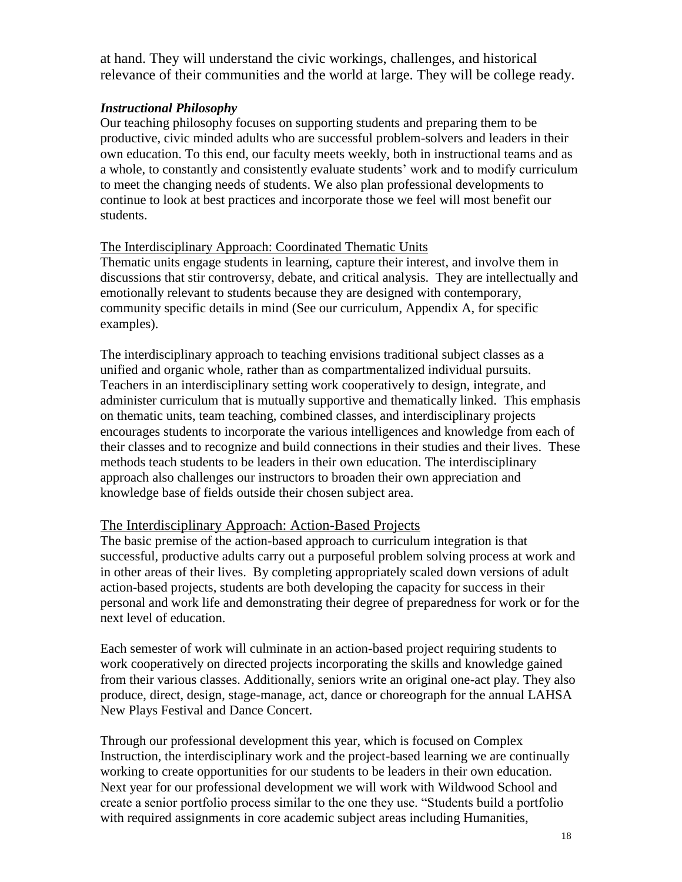at hand. They will understand the civic workings, challenges, and historical relevance of their communities and the world at large. They will be college ready.

### *Instructional Philosophy*

Our teaching philosophy focuses on supporting students and preparing them to be productive, civic minded adults who are successful problem-solvers and leaders in their own education. To this end, our faculty meets weekly, both in instructional teams and as a whole, to constantly and consistently evaluate students' work and to modify curriculum to meet the changing needs of students. We also plan professional developments to continue to look at best practices and incorporate those we feel will most benefit our students.

#### The Interdisciplinary Approach: Coordinated Thematic Units

Thematic units engage students in learning, capture their interest, and involve them in discussions that stir controversy, debate, and critical analysis. They are intellectually and emotionally relevant to students because they are designed with contemporary, community specific details in mind (See our curriculum, Appendix A, for specific examples).

The interdisciplinary approach to teaching envisions traditional subject classes as a unified and organic whole, rather than as compartmentalized individual pursuits. Teachers in an interdisciplinary setting work cooperatively to design, integrate, and administer curriculum that is mutually supportive and thematically linked. This emphasis on thematic units, team teaching, combined classes, and interdisciplinary projects encourages students to incorporate the various intelligences and knowledge from each of their classes and to recognize and build connections in their studies and their lives. These methods teach students to be leaders in their own education. The interdisciplinary approach also challenges our instructors to broaden their own appreciation and knowledge base of fields outside their chosen subject area.

#### The Interdisciplinary Approach: Action-Based Projects

The basic premise of the action-based approach to curriculum integration is that successful, productive adults carry out a purposeful problem solving process at work and in other areas of their lives. By completing appropriately scaled down versions of adult action-based projects, students are both developing the capacity for success in their personal and work life and demonstrating their degree of preparedness for work or for the next level of education.

Each semester of work will culminate in an action-based project requiring students to work cooperatively on directed projects incorporating the skills and knowledge gained from their various classes. Additionally, seniors write an original one-act play. They also produce, direct, design, stage-manage, act, dance or choreograph for the annual LAHSA New Plays Festival and Dance Concert.

Through our professional development this year, which is focused on Complex Instruction, the interdisciplinary work and the project-based learning we are continually working to create opportunities for our students to be leaders in their own education. Next year for our professional development we will work with Wildwood School and create a senior portfolio process similar to the one they use. "Students build a portfolio with required assignments in core academic subject areas including Humanities,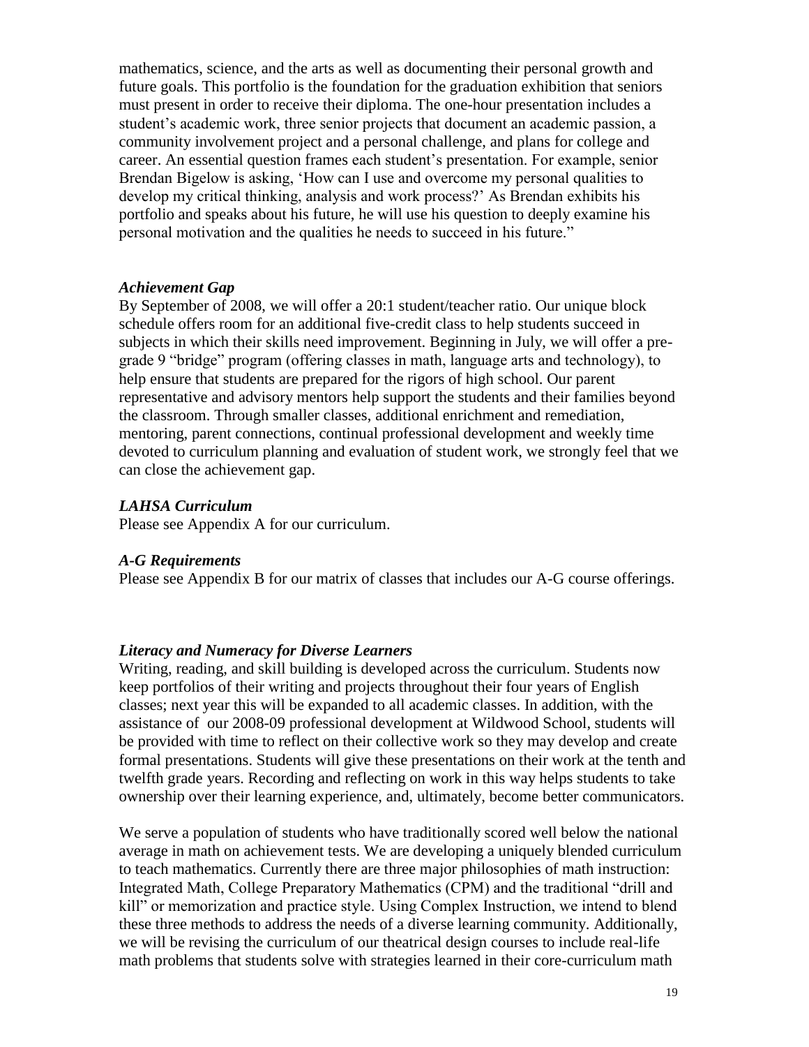mathematics, science, and the arts as well as documenting their personal growth and future goals. This portfolio is the foundation for the graduation exhibition that seniors must present in order to receive their diploma. The one-hour presentation includes a student's academic work, three senior projects that document an academic passion, a community involvement project and a personal challenge, and plans for college and career. An essential question frames each student's presentation. For example, senior Brendan Bigelow is asking, 'How can I use and overcome my personal qualities to develop my critical thinking, analysis and work process?' As Brendan exhibits his portfolio and speaks about his future, he will use his question to deeply examine his personal motivation and the qualities he needs to succeed in his future."

### *Achievement Gap*

By September of 2008, we will offer a 20:1 student/teacher ratio. Our unique block schedule offers room for an additional five-credit class to help students succeed in subjects in which their skills need improvement. Beginning in July, we will offer a pre-grade 9 "bridge" program (offering classes in math, language arts and technology), to help ensure that students are prepared for the rigors of high school. Our parent representative and advisory mentors help support the students and their families beyond the classroom. Through smaller classes, additional enrichment and remediation, mentoring, parent connections, continual professional development and weekly time devoted to curriculum planning and evaluation of student work, we strongly feel that we can close the achievement gap.

### *LAHSA Curriculum*

Please see Appendix A for our curriculum.

### *A-G Requirements*

Please see Appendix B for our matrix of classes that includes our A-G course offerings.

### *Literacy and Numeracy for Diverse Learners*

Writing, reading, and skill building is developed across the curriculum. Students now keep portfolios of their writing and projects throughout their four years of English classes; next year this will be expanded to all academic classes. In addition, with the assistance of our 2008-09 professional development at Wildwood School, students will be provided with time to reflect on their collective work so they may develop and create formal presentations. Students will give these presentations on their work at the tenth and twelfth grade years. Recording and reflecting on work in this way helps students to take ownership over their learning experience, and, ultimately, become better communicators.

We serve a population of students who have traditionally scored well below the national average in math on achievement tests. We are developing a uniquely blended curriculum to teach mathematics. Currently there are three major philosophies of math instruction: Integrated Math, College Preparatory Mathematics (CPM) and the traditional "drill and kill" or memorization and practice style. Using Complex Instruction, we intend to blend these three methods to address the needs of a diverse learning community. Additionally, we will be revising the curriculum of our theatrical design courses to include real-life math problems that students solve with strategies learned in their core-curriculum math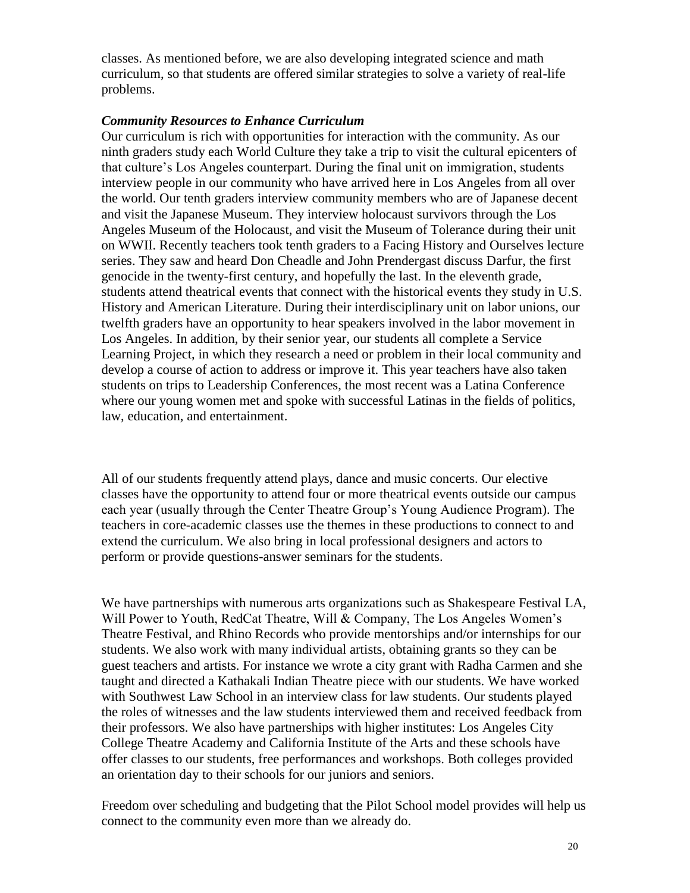classes. As mentioned before, we are also developing integrated science and math curriculum, so that students are offered similar strategies to solve a variety of real-life problems.

***Community Resources to Enhance Curriculum***

Our curriculum is rich with opportunities for interaction with the community. As our ninth graders study each World Culture they take a trip to visit the cultural epicenters of that culture's Los Angeles counterpart. During the final unit on immigration, students interview people in our community who have arrived here in Los Angeles from all over the world. Our tenth graders interview community members who are of Japanese decent and visit the Japanese Museum. They interview holocaust survivors through the Los Angeles Museum of the Holocaust, and visit the Museum of Tolerance during their unit on WWII. Recently teachers took tenth graders to a Facing History and Ourselves lecture series. They saw and heard Don Cheadle and John Prendergast discuss Darfur, the first genocide in the twenty-first century, and hopefully the last. In the eleventh grade, students attend theatrical events that connect with the historical events they study in U.S. History and American Literature. During their interdisciplinary unit on labor unions, our twelfth graders have an opportunity to hear speakers involved in the labor movement in Los Angeles. In addition, by their senior year, our students all complete a Service Learning Project, in which they research a need or problem in their local community and develop a course of action to address or improve it. This year teachers have also taken students on trips to Leadership Conferences, the most recent was a Latina Conference where our young women met and spoke with successful Latinas in the fields of politics, law, education, and entertainment.

All of our students frequently attend plays, dance and music concerts. Our elective classes have the opportunity to attend four or more theatrical events outside our campus each year (usually through the Center Theatre Group's Young Audience Program). The teachers in core-academic classes use the themes in these productions to connect to and extend the curriculum. We also bring in local professional designers and actors to perform or provide questions-answer seminars for the students.

We have partnerships with numerous arts organizations such as Shakespeare Festival LA, Will Power to Youth, RedCat Theatre, Will & Company, The Los Angeles Women's Theatre Festival, and Rhino Records who provide mentorships and/or internships for our students. We also work with many individual artists, obtaining grants so they can be guest teachers and artists. For instance we wrote a city grant with Radha Carmen and she taught and directed a Kathakali Indian Theatre piece with our students. We have worked with Southwest Law School in an interview class for law students. Our students played the roles of witnesses and the law students interviewed them and received feedback from their professors. We also have partnerships with higher institutes: Los Angeles City College Theatre Academy and California Institute of the Arts and these schools have offer classes to our students, free performances and workshops. Both colleges provided an orientation day to their schools for our juniors and seniors.

Freedom over scheduling and budgeting that the Pilot School model provides will help us connect to the community even more than we already do.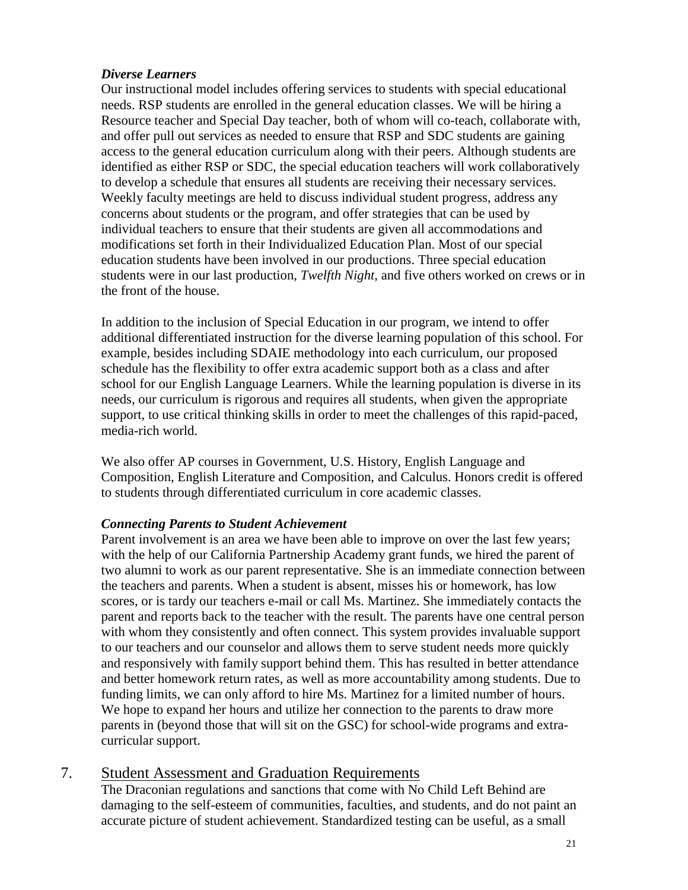### *Diverse Learners*

Our instructional model includes offering services to students with special educational needs. RSP students are enrolled in the general education classes. We will be hiring a Resource teacher and Special Day teacher, both of whom will co-teach, collaborate with, and offer pull out services as needed to ensure that RSP and SDC students are gaining access to the general education curriculum along with their peers. Although students are identified as either RSP or SDC, the special education teachers will work collaboratively to develop a schedule that ensures all students are receiving their necessary services. Weekly faculty meetings are held to discuss individual student progress, address any concerns about students or the program, and offer strategies that can be used by individual teachers to ensure that their students are given all accommodations and modifications set forth in their Individualized Education Plan. Most of our special education students have been involved in our productions. Three special education students were in our last production, *Twelfth Night*, and five others worked on crews or in the front of the house.

In addition to the inclusion of Special Education in our program, we intend to offer additional differentiated instruction for the diverse learning population of this school. For example, besides including SDAIE methodology into each curriculum, our proposed schedule has the flexibility to offer extra academic support both as a class and after school for our English Language Learners. While the learning population is diverse in its needs, our curriculum is rigorous and requires all students, when given the appropriate support, to use critical thinking skills in order to meet the challenges of this rapid-paced, media-rich world.

We also offer AP courses in Government, U.S. History, English Language and Composition, English Literature and Composition, and Calculus. Honors credit is offered to students through differentiated curriculum in core academic classes.

### *Connecting Parents to Student Achievement*

Parent involvement is an area we have been able to improve on over the last few years; with the help of our California Partnership Academy grant funds, we hired the parent of two alumni to work as our parent representative. She is an immediate connection between the teachers and parents. When a student is absent, misses his or homework, has low scores, or is tardy our teachers e-mail or call Ms. Martinez. She immediately contacts the parent and reports back to the teacher with the result. The parents have one central person with whom they consistently and often connect. This system provides invaluable support to our teachers and our counselor and allows them to serve student needs more quickly and responsively with family support behind them. This has resulted in better attendance and better homework return rates, as well as more accountability among students. Due to funding limits, we can only afford to hire Ms. Martinez for a limited number of hours. We hope to expand her hours and utilize her connection to the parents to draw more parents in (beyond those that will sit on the GSC) for school-wide programs and extra-curricular support.

## 7. Student Assessment and Graduation Requirements

The Draconian regulations and sanctions that come with No Child Left Behind are damaging to the self-esteem of communities, faculties, and students, and do not paint an accurate picture of student achievement. Standardized testing can be useful, as a small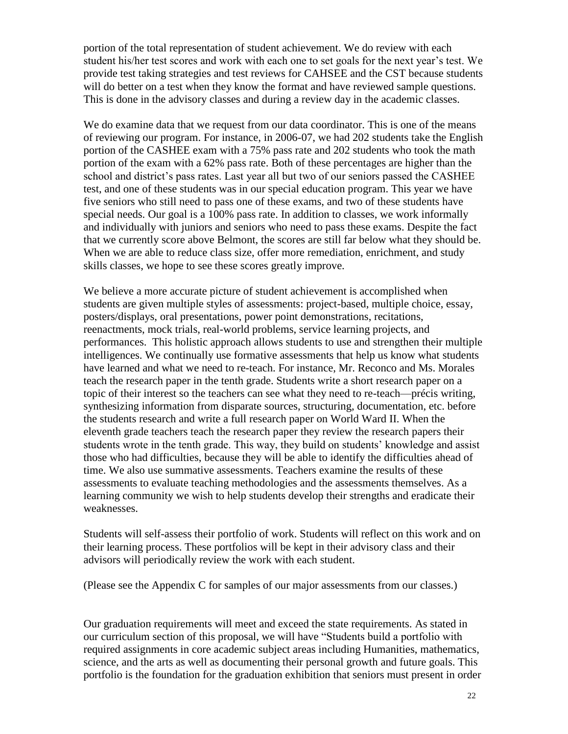portion of the total representation of student achievement. We do review with each student his/her test scores and work with each one to set goals for the next year's test. We provide test taking strategies and test reviews for CAHSEE and the CST because students will do better on a test when they know the format and have reviewed sample questions. This is done in the advisory classes and during a review day in the academic classes.

We do examine data that we request from our data coordinator. This is one of the means of reviewing our program. For instance, in 2006-07, we had 202 students take the English portion of the CASHEE exam with a 75% pass rate and 202 students who took the math portion of the exam with a 62% pass rate. Both of these percentages are higher than the school and district's pass rates. Last year all but two of our seniors passed the CASHEE test, and one of these students was in our special education program. This year we have five seniors who still need to pass one of these exams, and two of these students have special needs. Our goal is a 100% pass rate. In addition to classes, we work informally and individually with juniors and seniors who need to pass these exams. Despite the fact that we currently score above Belmont, the scores are still far below what they should be. When we are able to reduce class size, offer more remediation, enrichment, and study skills classes, we hope to see these scores greatly improve.

We believe a more accurate picture of student achievement is accomplished when students are given multiple styles of assessments: project-based, multiple choice, essay, posters/displays, oral presentations, power point demonstrations, recitations, reenactments, mock trials, real-world problems, service learning projects, and performances. This holistic approach allows students to use and strengthen their multiple intelligences. We continually use formative assessments that help us know what students have learned and what we need to re-teach. For instance, Mr. Reconco and Ms. Morales teach the research paper in the tenth grade. Students write a short research paper on a topic of their interest so the teachers can see what they need to re-teach—précis writing, synthesizing information from disparate sources, structuring, documentation, etc. before the students research and write a full research paper on World Ward II. When the eleventh grade teachers teach the research paper they review the research papers their students wrote in the tenth grade. This way, they build on students' knowledge and assist those who had difficulties, because they will be able to identify the difficulties ahead of time. We also use summative assessments. Teachers examine the results of these assessments to evaluate teaching methodologies and the assessments themselves. As a learning community we wish to help students develop their strengths and eradicate their weaknesses.

Students will self-assess their portfolio of work. Students will reflect on this work and on their learning process. These portfolios will be kept in their advisory class and their advisors will periodically review the work with each student.

(Please see the Appendix C for samples of our major assessments from our classes.)

Our graduation requirements will meet and exceed the state requirements. As stated in our curriculum section of this proposal, we will have "Students build a portfolio with required assignments in core academic subject areas including Humanities, mathematics, science, and the arts as well as documenting their personal growth and future goals. This portfolio is the foundation for the graduation exhibition that seniors must present in order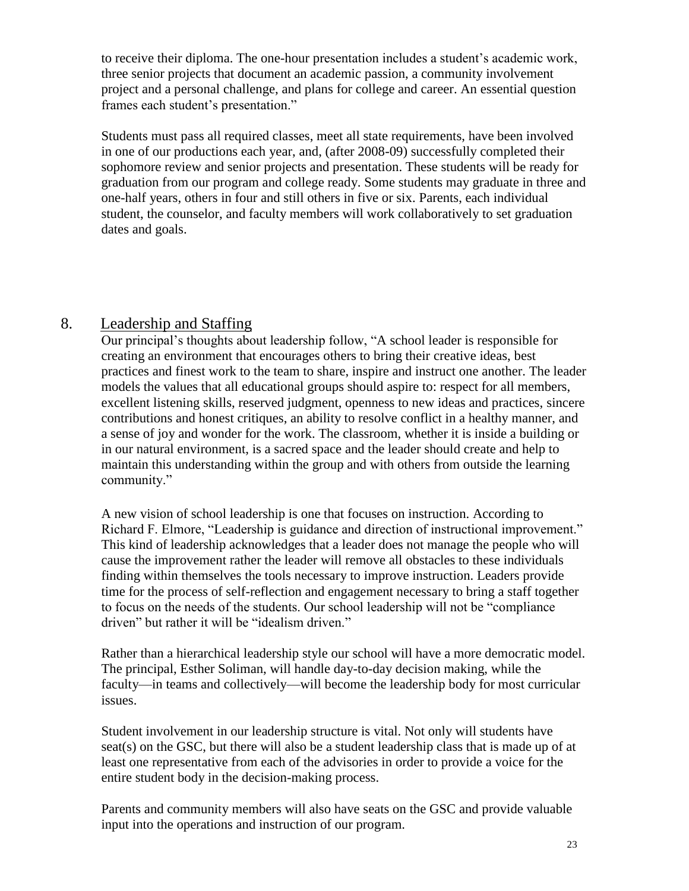to receive their diploma. The one-hour presentation includes a student's academic work, three senior projects that document an academic passion, a community involvement project and a personal challenge, and plans for college and career. An essential question frames each student's presentation."

Students must pass all required classes, meet all state requirements, have been involved in one of our productions each year, and, (after 2008-09) successfully completed their sophomore review and senior projects and presentation. These students will be ready for graduation from our program and college ready. Some students may graduate in three and one-half years, others in four and still others in five or six. Parents, each individual student, the counselor, and faculty members will work collaboratively to set graduation dates and goals.

## 8. Leadership and Staffing

Our principal's thoughts about leadership follow, "A school leader is responsible for creating an environment that encourages others to bring their creative ideas, best practices and finest work to the team to share, inspire and instruct one another. The leader models the values that all educational groups should aspire to: respect for all members, excellent listening skills, reserved judgment, openness to new ideas and practices, sincere contributions and honest critiques, an ability to resolve conflict in a healthy manner, and a sense of joy and wonder for the work. The classroom, whether it is inside a building or in our natural environment, is a sacred space and the leader should create and help to maintain this understanding within the group and with others from outside the learning community."

A new vision of school leadership is one that focuses on instruction. According to Richard F. Elmore, "Leadership is guidance and direction of instructional improvement." This kind of leadership acknowledges that a leader does not manage the people who will cause the improvement rather the leader will remove all obstacles to these individuals finding within themselves the tools necessary to improve instruction. Leaders provide time for the process of self-reflection and engagement necessary to bring a staff together to focus on the needs of the students. Our school leadership will not be "compliance driven" but rather it will be "idealism driven."

Rather than a hierarchical leadership style our school will have a more democratic model. The principal, Esther Soliman, will handle day-to-day decision making, while the faculty—in teams and collectively—will become the leadership body for most curricular issues.

Student involvement in our leadership structure is vital. Not only will students have seat(s) on the GSC, but there will also be a student leadership class that is made up of at least one representative from each of the advisories in order to provide a voice for the entire student body in the decision-making process.

Parents and community members will also have seats on the GSC and provide valuable input into the operations and instruction of our program.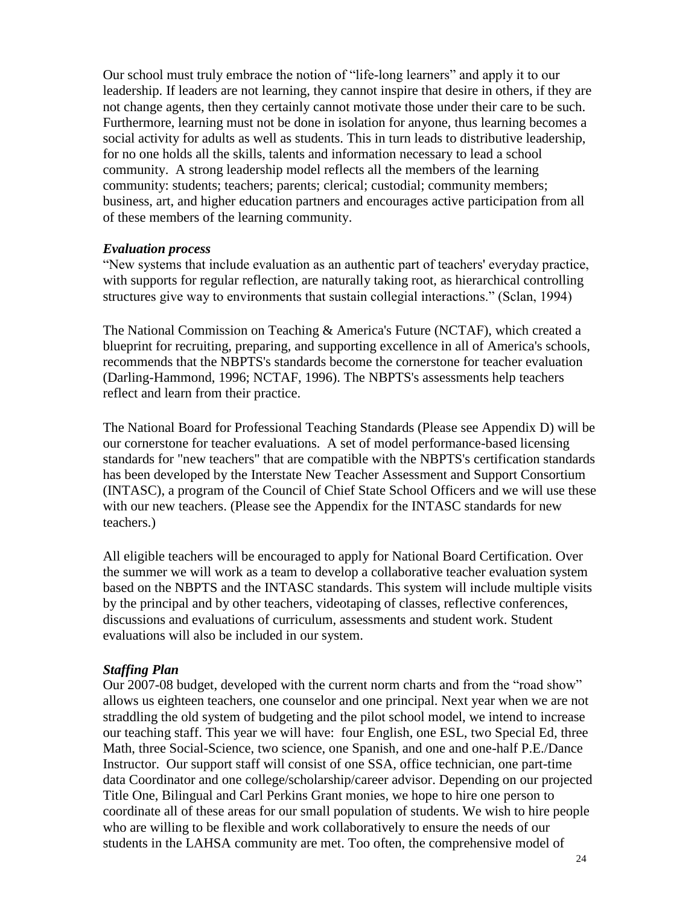Our school must truly embrace the notion of "life-long learners" and apply it to our leadership. If leaders are not learning, they cannot inspire that desire in others, if they are not change agents, then they certainly cannot motivate those under their care to be such. Furthermore, learning must not be done in isolation for anyone, thus learning becomes a social activity for adults as well as students. This in turn leads to distributive leadership, for no one holds all the skills, talents and information necessary to lead a school community. A strong leadership model reflects all the members of the learning community: students; teachers; parents; clerical; custodial; community members; business, art, and higher education partners and encourages active participation from all of these members of the learning community.

***Evaluation process***

"New systems that include evaluation as an authentic part of teachers' everyday practice, with supports for regular reflection, are naturally taking root, as hierarchical controlling structures give way to environments that sustain collegial interactions." (Sclan, 1994)

The National Commission on Teaching & America's Future (NCTAF), which created a blueprint for recruiting, preparing, and supporting excellence in all of America's schools, recommends that the NBPTS's standards become the cornerstone for teacher evaluation (Darling-Hammond, 1996; NCTAF, 1996). The NBPTS's assessments help teachers reflect and learn from their practice.

The National Board for Professional Teaching Standards (Please see Appendix D) will be our cornerstone for teacher evaluations. A set of model performance-based licensing standards for "new teachers" that are compatible with the NBPTS's certification standards has been developed by the Interstate New Teacher Assessment and Support Consortium (INTASC), a program of the Council of Chief State School Officers and we will use these with our new teachers. (Please see the Appendix for the INTASC standards for new teachers.)

All eligible teachers will be encouraged to apply for National Board Certification. Over the summer we will work as a team to develop a collaborative teacher evaluation system based on the NBPTS and the INTASC standards. This system will include multiple visits by the principal and by other teachers, videotaping of classes, reflective conferences, discussions and evaluations of curriculum, assessments and student work. Student evaluations will also be included in our system.

***Staffing Plan***

Our 2007-08 budget, developed with the current norm charts and from the "road show" allows us eighteen teachers, one counselor and one principal. Next year when we are not straddling the old system of budgeting and the pilot school model, we intend to increase our teaching staff. This year we will have: four English, one ESL, two Special Ed, three Math, three Social-Science, two science, one Spanish, and one and one-half P.E./Dance Instructor. Our support staff will consist of one SSA, office technician, one part-time data Coordinator and one college/scholarship/career advisor. Depending on our projected Title One, Bilingual and Carl Perkins Grant monies, we hope to hire one person to coordinate all of these areas for our small population of students. We wish to hire people who are willing to be flexible and work collaboratively to ensure the needs of our students in the LAHSA community are met. Too often, the comprehensive model of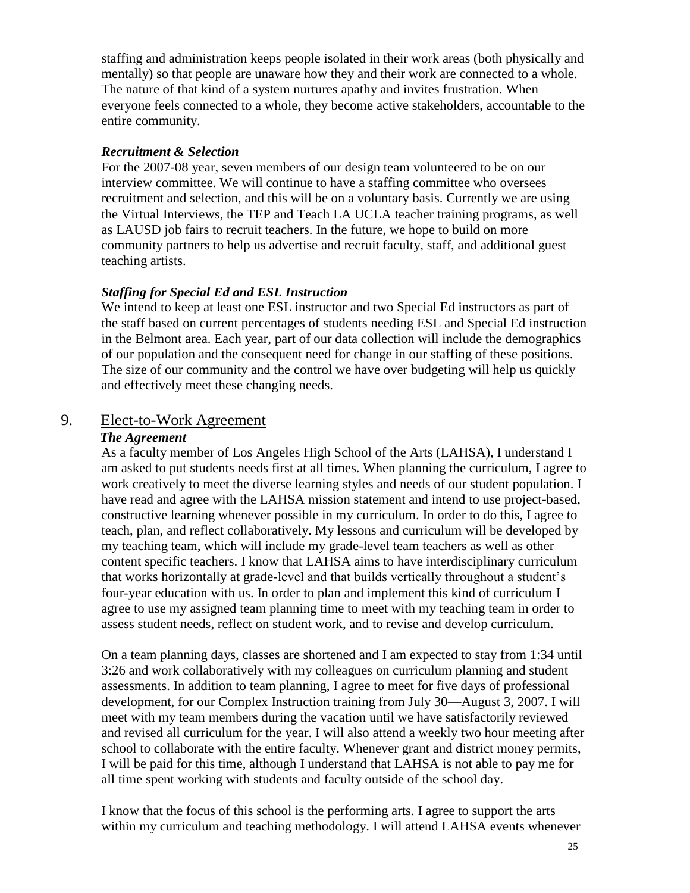staffing and administration keeps people isolated in their work areas (both physically and mentally) so that people are unaware how they and their work are connected to a whole. The nature of that kind of a system nurtures apathy and invites frustration. When everyone feels connected to a whole, they become active stakeholders, accountable to the entire community.

### *Recruitment & Selection*

For the 2007-08 year, seven members of our design team volunteered to be on our interview committee. We will continue to have a staffing committee who oversees recruitment and selection, and this will be on a voluntary basis. Currently we are using the Virtual Interviews, the TEP and Teach LA UCLA teacher training programs, as well as LAUSD job fairs to recruit teachers. In the future, we hope to build on more community partners to help us advertise and recruit faculty, staff, and additional guest teaching artists.

### *Staffing for Special Ed and ESL Instruction*

We intend to keep at least one ESL instructor and two Special Ed instructors as part of the staff based on current percentages of students needing ESL and Special Ed instruction in the Belmont area. Each year, part of our data collection will include the demographics of our population and the consequent need for change in our staffing of these positions. The size of our community and the control we have over budgeting will help us quickly and effectively meet these changing needs.

## 9. Elect-to-Work Agreement

### *The Agreement*

As a faculty member of Los Angeles High School of the Arts (LAHSA), I understand I am asked to put students needs first at all times. When planning the curriculum, I agree to work creatively to meet the diverse learning styles and needs of our student population. I have read and agree with the LAHSA mission statement and intend to use project-based, constructive learning whenever possible in my curriculum. In order to do this, I agree to teach, plan, and reflect collaboratively. My lessons and curriculum will be developed by my teaching team, which will include my grade-level team teachers as well as other content specific teachers. I know that LAHSA aims to have interdisciplinary curriculum that works horizontally at grade-level and that builds vertically throughout a student's four-year education with us. In order to plan and implement this kind of curriculum I agree to use my assigned team planning time to meet with my teaching team in order to assess student needs, reflect on student work, and to revise and develop curriculum.

On a team planning days, classes are shortened and I am expected to stay from 1:34 until 3:26 and work collaboratively with my colleagues on curriculum planning and student assessments. In addition to team planning, I agree to meet for five days of professional development, for our Complex Instruction training from July 30—August 3, 2007. I will meet with my team members during the vacation until we have satisfactorily reviewed and revised all curriculum for the year. I will also attend a weekly two hour meeting after school to collaborate with the entire faculty. Whenever grant and district money permits, I will be paid for this time, although I understand that LAHSA is not able to pay me for all time spent working with students and faculty outside of the school day.

I know that the focus of this school is the performing arts. I agree to support the arts within my curriculum and teaching methodology. I will attend LAHSA events whenever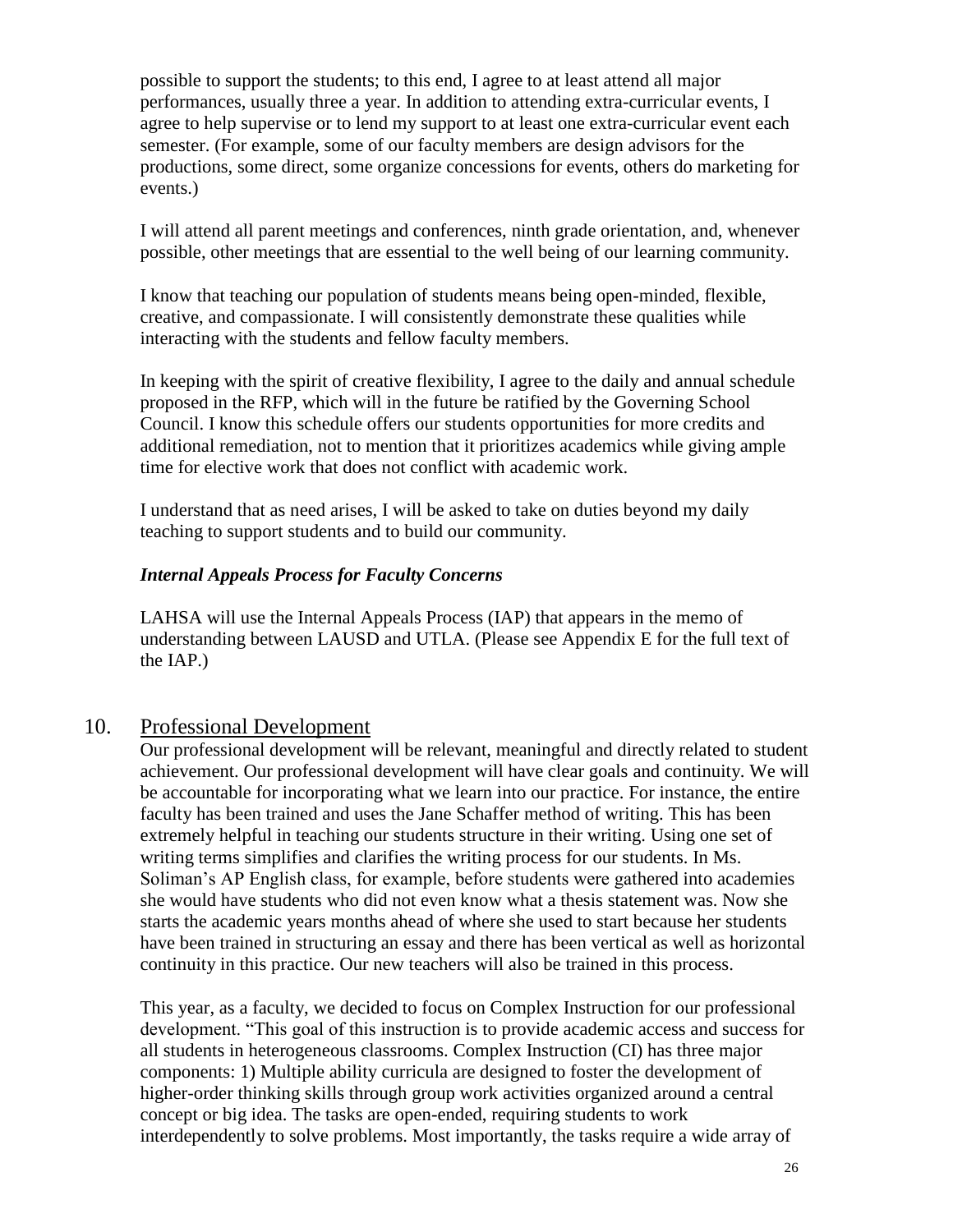possible to support the students; to this end, I agree to at least attend all major performances, usually three a year. In addition to attending extra-curricular events, I agree to help supervise or to lend my support to at least one extra-curricular event each semester. (For example, some of our faculty members are design advisors for the productions, some direct, some organize concessions for events, others do marketing for events.)

I will attend all parent meetings and conferences, ninth grade orientation, and, whenever possible, other meetings that are essential to the well being of our learning community.

I know that teaching our population of students means being open-minded, flexible, creative, and compassionate. I will consistently demonstrate these qualities while interacting with the students and fellow faculty members.

In keeping with the spirit of creative flexibility, I agree to the daily and annual schedule proposed in the RFP, which will in the future be ratified by the Governing School Council. I know this schedule offers our students opportunities for more credits and additional remediation, not to mention that it prioritizes academics while giving ample time for elective work that does not conflict with academic work.

I understand that as need arises, I will be asked to take on duties beyond my daily teaching to support students and to build our community.

***Internal Appeals Process for Faculty Concerns***

LAHSA will use the Internal Appeals Process (IAP) that appears in the memo of understanding between LAUSD and UTLA. (Please see Appendix E for the full text of the IAP.)

## 10. Professional Development

Our professional development will be relevant, meaningful and directly related to student achievement. Our professional development will have clear goals and continuity. We will be accountable for incorporating what we learn into our practice. For instance, the entire faculty has been trained and uses the Jane Schaffer method of writing. This has been extremely helpful in teaching our students structure in their writing. Using one set of writing terms simplifies and clarifies the writing process for our students. In Ms. Soliman's AP English class, for example, before students were gathered into academies she would have students who did not even know what a thesis statement was. Now she starts the academic years months ahead of where she used to start because her students have been trained in structuring an essay and there has been vertical as well as horizontal continuity in this practice. Our new teachers will also be trained in this process.

This year, as a faculty, we decided to focus on Complex Instruction for our professional development. "This goal of this instruction is to provide academic access and success for all students in heterogeneous classrooms. Complex Instruction (CI) has three major components: 1) Multiple ability curricula are designed to foster the development of higher-order thinking skills through group work activities organized around a central concept or big idea. The tasks are open-ended, requiring students to work interdependently to solve problems. Most importantly, the tasks require a wide array of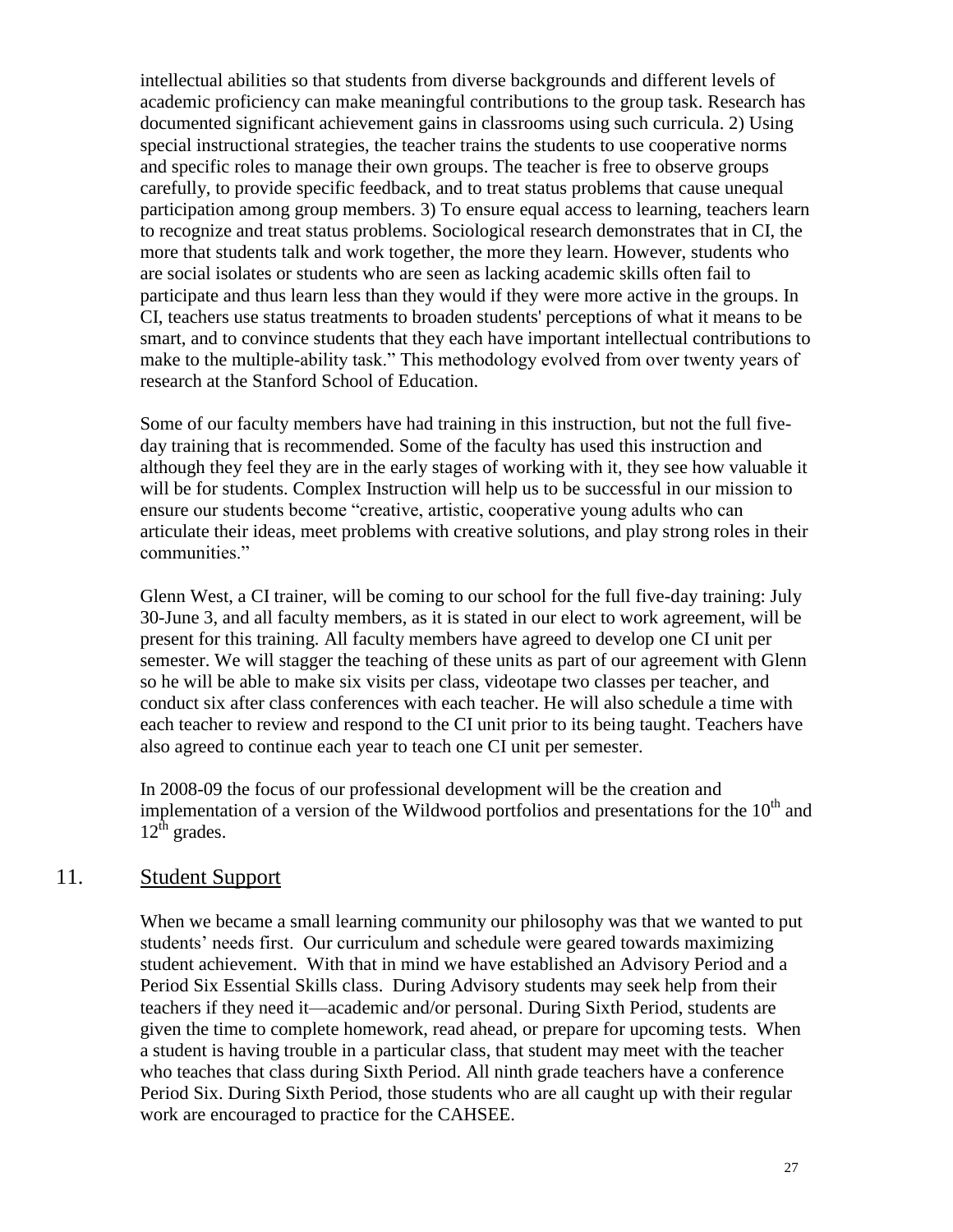intellectual abilities so that students from diverse backgrounds and different levels of academic proficiency can make meaningful contributions to the group task. Research has documented significant achievement gains in classrooms using such curricula. 2) Using special instructional strategies, the teacher trains the students to use cooperative norms and specific roles to manage their own groups. The teacher is free to observe groups carefully, to provide specific feedback, and to treat status problems that cause unequal participation among group members. 3) To ensure equal access to learning, teachers learn to recognize and treat status problems. Sociological research demonstrates that in CI, the more that students talk and work together, the more they learn. However, students who are social isolates or students who are seen as lacking academic skills often fail to participate and thus learn less than they would if they were more active in the groups. In CI, teachers use status treatments to broaden students' perceptions of what it means to be smart, and to convince students that they each have important intellectual contributions to make to the multiple-ability task." This methodology evolved from over twenty years of research at the Stanford School of Education.

Some of our faculty members have had training in this instruction, but not the full five-day training that is recommended. Some of the faculty has used this instruction and although they feel they are in the early stages of working with it, they see how valuable it will be for students. Complex Instruction will help us to be successful in our mission to ensure our students become "creative, artistic, cooperative young adults who can articulate their ideas, meet problems with creative solutions, and play strong roles in their communities."

Glenn West, a CI trainer, will be coming to our school for the full five-day training: July 30-June 3, and all faculty members, as it is stated in our elect to work agreement, will be present for this training. All faculty members have agreed to develop one CI unit per semester. We will stagger the teaching of these units as part of our agreement with Glenn so he will be able to make six visits per class, videotape two classes per teacher, and conduct six after class conferences with each teacher. He will also schedule a time with each teacher to review and respond to the CI unit prior to its being taught. Teachers have also agreed to continue each year to teach one CI unit per semester.

In 2008-09 the focus of our professional development will be the creation and implementation of a version of the Wildwood portfolios and presentations for the 10th and 12th grades.

## 11. Student Support

When we became a small learning community our philosophy was that we wanted to put students' needs first. Our curriculum and schedule were geared towards maximizing student achievement. With that in mind we have established an Advisory Period and a Period Six Essential Skills class. During Advisory students may seek help from their teachers if they need it—academic and/or personal. During Sixth Period, students are given the time to complete homework, read ahead, or prepare for upcoming tests. When a student is having trouble in a particular class, that student may meet with the teacher who teaches that class during Sixth Period. All ninth grade teachers have a conference Period Six. During Sixth Period, those students who are all caught up with their regular work are encouraged to practice for the CAHSEE.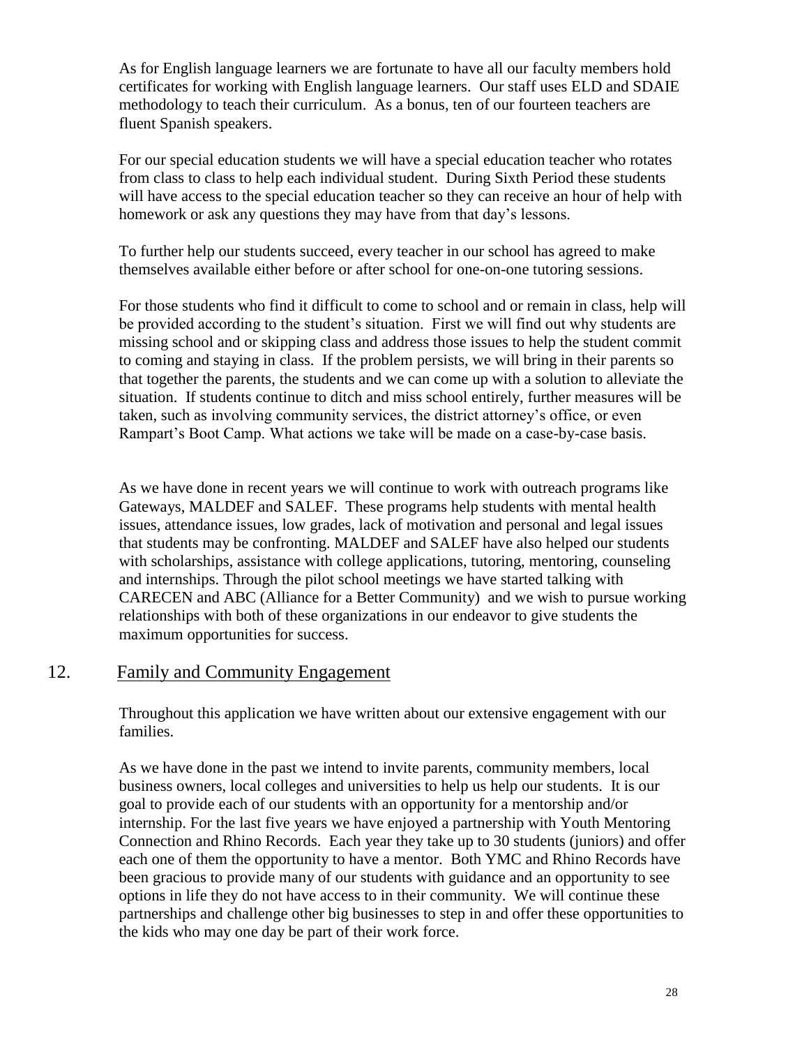As for English language learners we are fortunate to have all our faculty members hold certificates for working with English language learners. Our staff uses ELD and SDAIE methodology to teach their curriculum. As a bonus, ten of our fourteen teachers are fluent Spanish speakers.

For our special education students we will have a special education teacher who rotates from class to class to help each individual student. During Sixth Period these students will have access to the special education teacher so they can receive an hour of help with homework or ask any questions they may have from that day's lessons.

To further help our students succeed, every teacher in our school has agreed to make themselves available either before or after school for one-on-one tutoring sessions.

For those students who find it difficult to come to school and or remain in class, help will be provided according to the student's situation. First we will find out why students are missing school and or skipping class and address those issues to help the student commit to coming and staying in class. If the problem persists, we will bring in their parents so that together the parents, the students and we can come up with a solution to alleviate the situation. If students continue to ditch and miss school entirely, further measures will be taken, such as involving community services, the district attorney's office, or even Rampart's Boot Camp. What actions we take will be made on a case-by-case basis.

As we have done in recent years we will continue to work with outreach programs like Gateways, MALDEF and SALEF. These programs help students with mental health issues, attendance issues, low grades, lack of motivation and personal and legal issues that students may be confronting. MALDEF and SALEF have also helped our students with scholarships, assistance with college applications, tutoring, mentoring, counseling and internships. Through the pilot school meetings we have started talking with CARECEN and ABC (Alliance for a Better Community) and we wish to pursue working relationships with both of these organizations in our endeavor to give students the maximum opportunities for success.

## 12. Family and Community Engagement

Throughout this application we have written about our extensive engagement with our families.

As we have done in the past we intend to invite parents, community members, local business owners, local colleges and universities to help us help our students. It is our goal to provide each of our students with an opportunity for a mentorship and/or internship. For the last five years we have enjoyed a partnership with Youth Mentoring Connection and Rhino Records. Each year they take up to 30 students (juniors) and offer each one of them the opportunity to have a mentor. Both YMC and Rhino Records have been gracious to provide many of our students with guidance and an opportunity to see options in life they do not have access to in their community. We will continue these partnerships and challenge other big businesses to step in and offer these opportunities to the kids who may one day be part of their work force.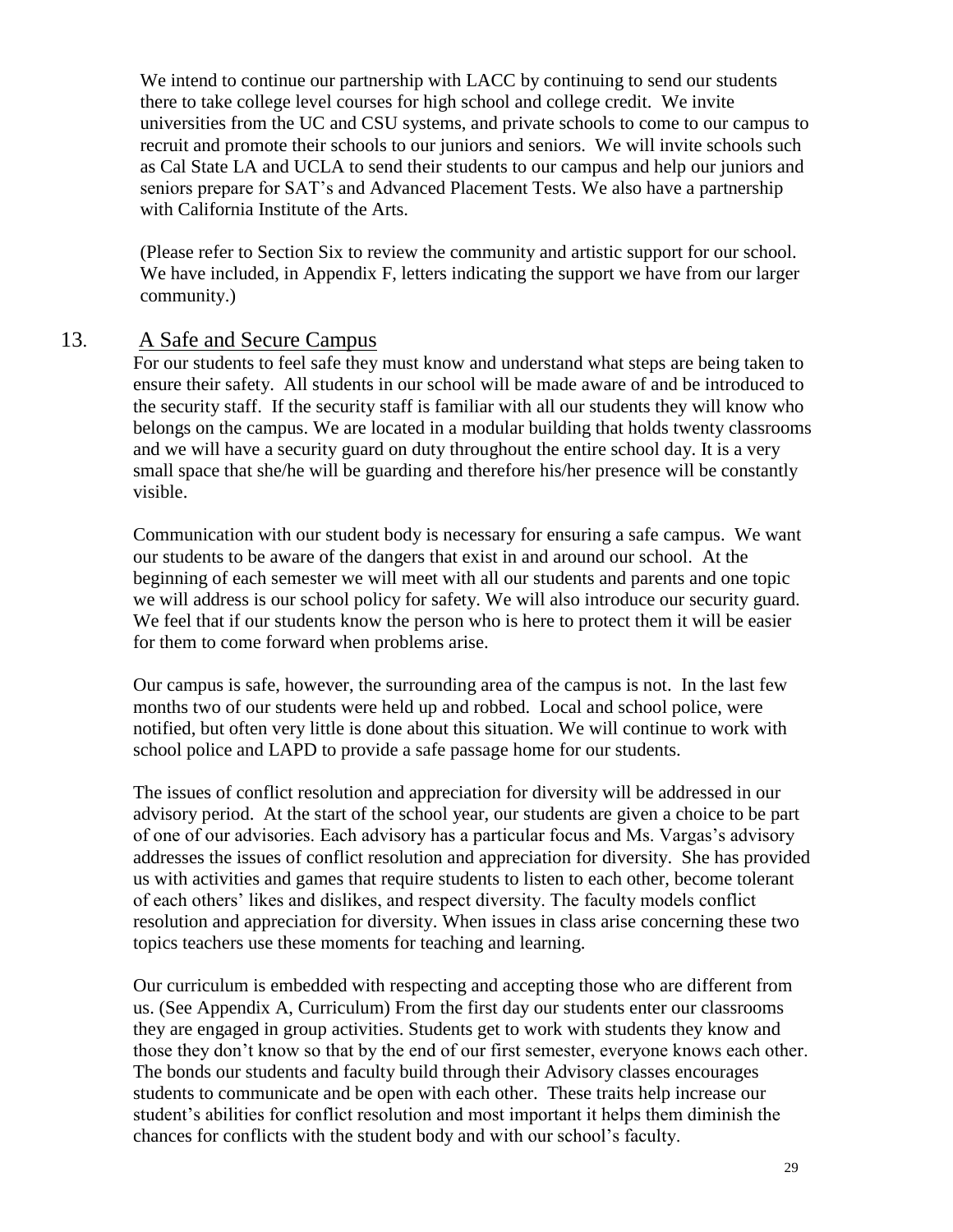We intend to continue our partnership with LACC by continuing to send our students there to take college level courses for high school and college credit. We invite universities from the UC and CSU systems, and private schools to come to our campus to recruit and promote their schools to our juniors and seniors. We will invite schools such as Cal State LA and UCLA to send their students to our campus and help our juniors and seniors prepare for SAT's and Advanced Placement Tests. We also have a partnership with California Institute of the Arts.

(Please refer to Section Six to review the community and artistic support for our school. We have included, in Appendix F, letters indicating the support we have from our larger community.)

## 13. A Safe and Secure Campus

For our students to feel safe they must know and understand what steps are being taken to ensure their safety. All students in our school will be made aware of and be introduced to the security staff. If the security staff is familiar with all our students they will know who belongs on the campus. We are located in a modular building that holds twenty classrooms and we will have a security guard on duty throughout the entire school day. It is a very small space that she/he will be guarding and therefore his/her presence will be constantly visible.

Communication with our student body is necessary for ensuring a safe campus. We want our students to be aware of the dangers that exist in and around our school. At the beginning of each semester we will meet with all our students and parents and one topic we will address is our school policy for safety. We will also introduce our security guard. We feel that if our students know the person who is here to protect them it will be easier for them to come forward when problems arise.

Our campus is safe, however, the surrounding area of the campus is not. In the last few months two of our students were held up and robbed. Local and school police, were notified, but often very little is done about this situation. We will continue to work with school police and LAPD to provide a safe passage home for our students.

The issues of conflict resolution and appreciation for diversity will be addressed in our advisory period. At the start of the school year, our students are given a choice to be part of one of our advisories. Each advisory has a particular focus and Ms. Vargas's advisory addresses the issues of conflict resolution and appreciation for diversity. She has provided us with activities and games that require students to listen to each other, become tolerant of each others' likes and dislikes, and respect diversity. The faculty models conflict resolution and appreciation for diversity. When issues in class arise concerning these two topics teachers use these moments for teaching and learning.

Our curriculum is embedded with respecting and accepting those who are different from us. (See Appendix A, Curriculum) From the first day our students enter our classrooms they are engaged in group activities. Students get to work with students they know and those they don't know so that by the end of our first semester, everyone knows each other. The bonds our students and faculty build through their Advisory classes encourages students to communicate and be open with each other. These traits help increase our student's abilities for conflict resolution and most important it helps them diminish the chances for conflicts with the student body and with our school's faculty.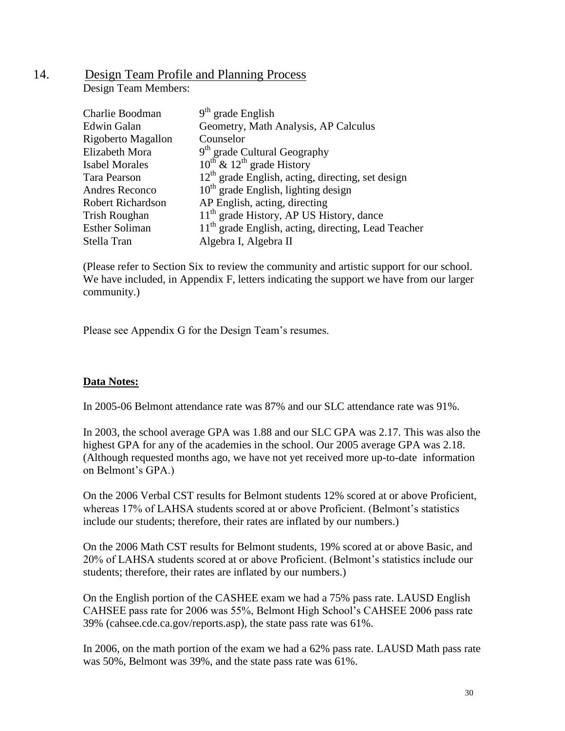## 14. Design Team Profile and Planning Process

Design Team Members:

| | |
|---|---|
| Charlie Boodman | 9th grade English |
| Edwin Galan | Geometry, Math Analysis, AP Calculus |
| Rigoberto Magallon | Counselor |
| Elizabeth Mora | 9th grade Cultural Geography |
| Isabel Morales | 10th & 12th grade History |
| Tara Pearson | 12th grade English, acting, directing, set design |
| Andres Reconco | 10th grade English, lighting design |
| Robert Richardson | AP English, acting, directing |
| Trish Roughan | 11th grade History, AP US History, dance |
| Esther Soliman | 11th grade English, acting, directing, Lead Teacher |
| Stella Tran | Algebra I, Algebra II |

(Please refer to Section Six to review the community and artistic support for our school. We have included, in Appendix F, letters indicating the support we have from our larger community.)

Please see Appendix G for the Design Team's resumes.

**Data Notes:**

In 2005-06 Belmont attendance rate was 87% and our SLC attendance rate was 91%.

In 2003, the school average GPA was 1.88 and our SLC GPA was 2.17. This was also the highest GPA for any of the academies in the school. Our 2005 average GPA was 2.18. (Although requested months ago, we have not yet received more up-to-date information on Belmont's GPA.)

On the 2006 Verbal CST results for Belmont students 12% scored at or above Proficient, whereas 17% of LAHSA students scored at or above Proficient. (Belmont's statistics include our students; therefore, their rates are inflated by our numbers.)

On the 2006 Math CST results for Belmont students, 19% scored at or above Basic, and 20% of LAHSA students scored at or above Proficient. (Belmont's statistics include our students; therefore, their rates are inflated by our numbers.)

On the English portion of the CASHEE exam we had a 75% pass rate. LAUSD English CAHSEE pass rate for 2006 was 55%, Belmont High School's CAHSEE 2006 pass rate 39% (cahsee.cde.ca.gov/reports.asp), the state pass rate was 61%.

In 2006, on the math portion of the exam we had a 62% pass rate. LAUSD Math pass rate was 50%, Belmont was 39%, and the state pass rate was 61%.